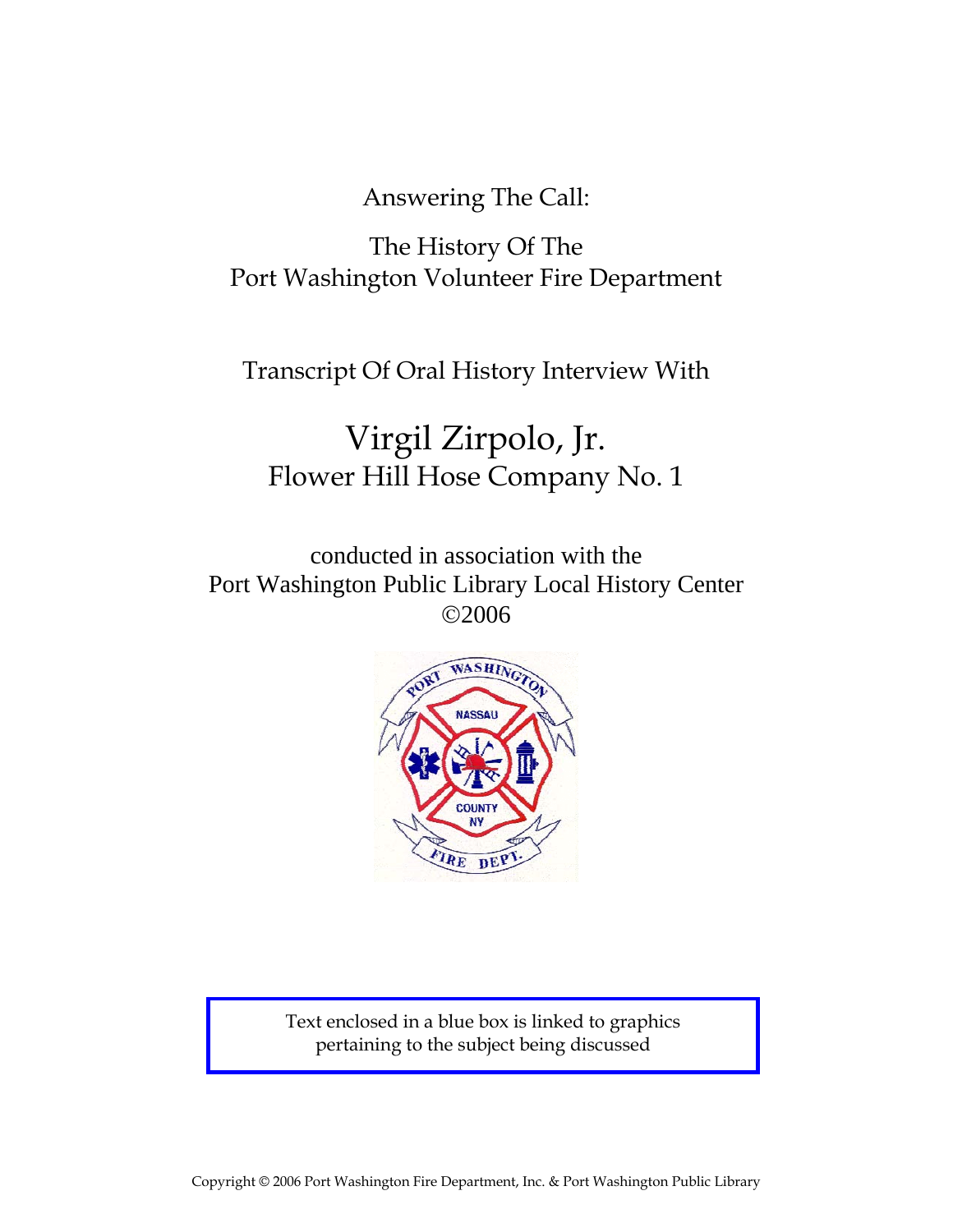Answering The Call:

The History Of The
Port Washington Volunteer Fire Department

Transcript Of Oral History Interview With

# Virgil Zirpolo, Jr.

## Flower Hill Hose Company No. 1

conducted in association with the
Port Washington Public Library Local History Center
©2006

Text enclosed in a blue box is linked to graphics pertaining to the subject being discussed

Copyright © 2006 Port Washington Fire Department, Inc. & Port Washington Public Library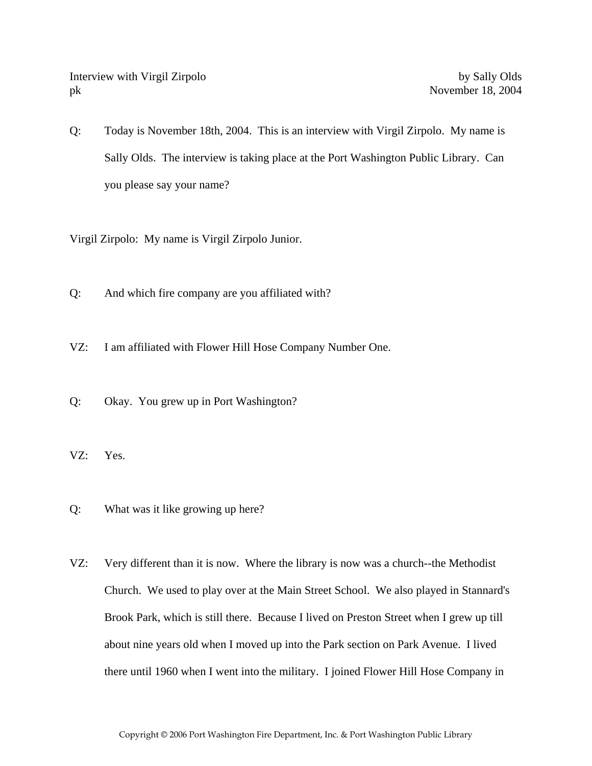Q: Today is November 18th, 2004. This is an interview with Virgil Zirpolo. My name is Sally Olds. The interview is taking place at the Port Washington Public Library. Can you please say your name?

Virgil Zirpolo: My name is Virgil Zirpolo Junior.

Q: And which fire company are you affiliated with?

VZ: I am affiliated with Flower Hill Hose Company Number One.

Q: Okay. You grew up in Port Washington?

VZ: Yes.

Q: What was it like growing up here?

VZ: Very different than it is now. Where the library is now was a church--the Methodist Church. We used to play over at the Main Street School. We also played in Stannard's Brook Park, which is still there. Because I lived on Preston Street when I grew up till about nine years old when I moved up into the Park section on Park Avenue. I lived there until 1960 when I went into the military. I joined Flower Hill Hose Company in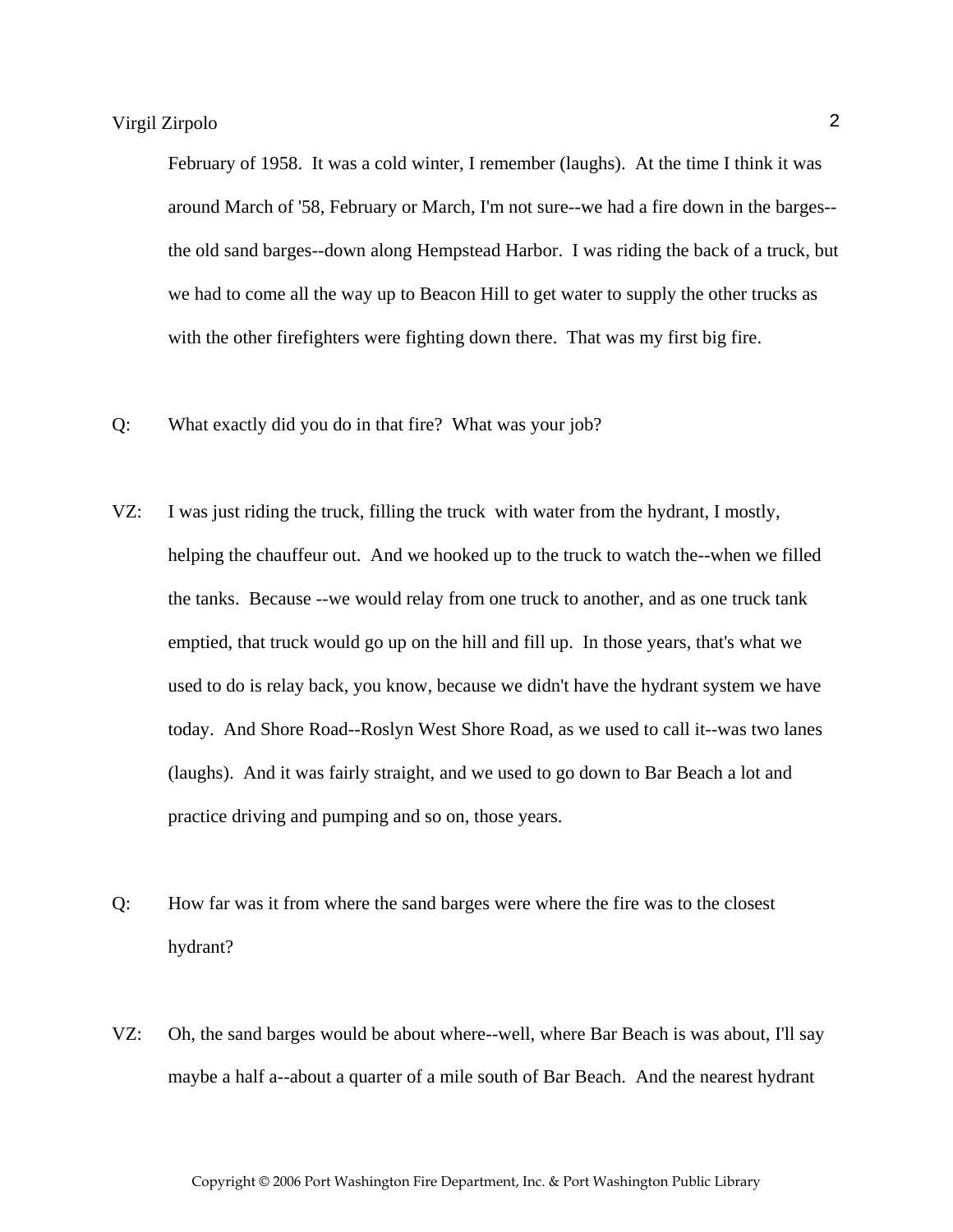February of 1958. It was a cold winter, I remember (laughs). At the time I think it was around March of '58, February or March, I'm not sure--we had a fire down in the barges--the old sand barges--down along Hempstead Harbor. I was riding the back of a truck, but we had to come all the way up to Beacon Hill to get water to supply the other trucks as with the other firefighters were fighting down there. That was my first big fire.

Q: What exactly did you do in that fire? What was your job?

VZ: I was just riding the truck, filling the truck with water from the hydrant, I mostly, helping the chauffeur out. And we hooked up to the truck to watch the--when we filled the tanks. Because --we would relay from one truck to another, and as one truck tank emptied, that truck would go up on the hill and fill up. In those years, that's what we used to do is relay back, you know, because we didn't have the hydrant system we have today. And Shore Road--Roslyn West Shore Road, as we used to call it--was two lanes (laughs). And it was fairly straight, and we used to go down to Bar Beach a lot and practice driving and pumping and so on, those years.

Q: How far was it from where the sand barges were where the fire was to the closest hydrant?

VZ: Oh, the sand barges would be about where--well, where Bar Beach is was about, I'll say maybe a half a--about a quarter of a mile south of Bar Beach. And the nearest hydrant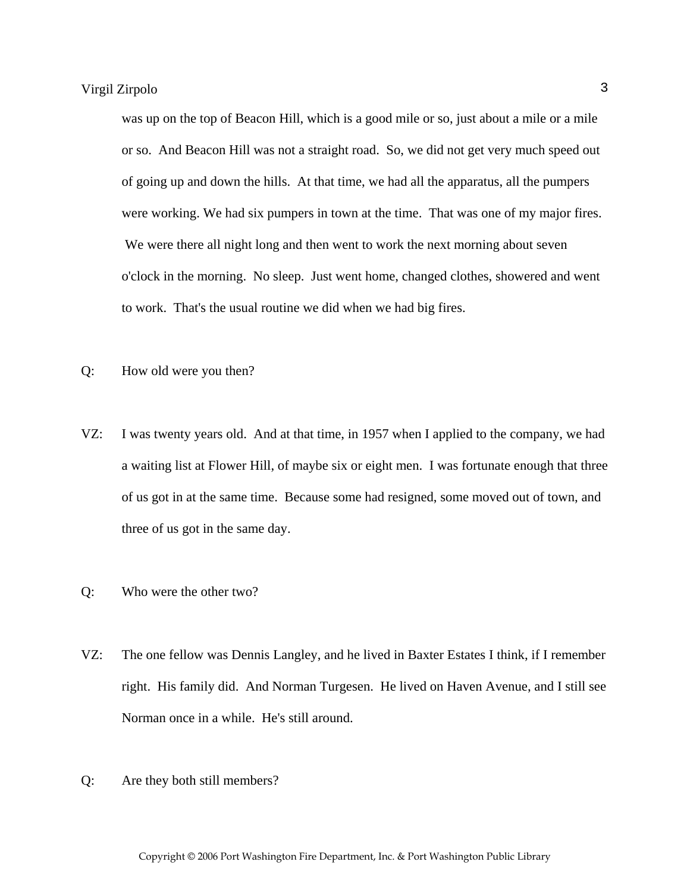was up on the top of Beacon Hill, which is a good mile or so, just about a mile or a mile or so. And Beacon Hill was not a straight road. So, we did not get very much speed out of going up and down the hills. At that time, we had all the apparatus, all the pumpers were working. We had six pumpers in town at the time. That was one of my major fires. We were there all night long and then went to work the next morning about seven o'clock in the morning. No sleep. Just went home, changed clothes, showered and went to work. That's the usual routine we did when we had big fires.

Q: How old were you then?

VZ: I was twenty years old. And at that time, in 1957 when I applied to the company, we had a waiting list at Flower Hill, of maybe six or eight men. I was fortunate enough that three of us got in at the same time. Because some had resigned, some moved out of town, and three of us got in the same day.

Q: Who were the other two?

VZ: The one fellow was Dennis Langley, and he lived in Baxter Estates I think, if I remember right. His family did. And Norman Turgesen. He lived on Haven Avenue, and I still see Norman once in a while. He's still around.

Q: Are they both still members?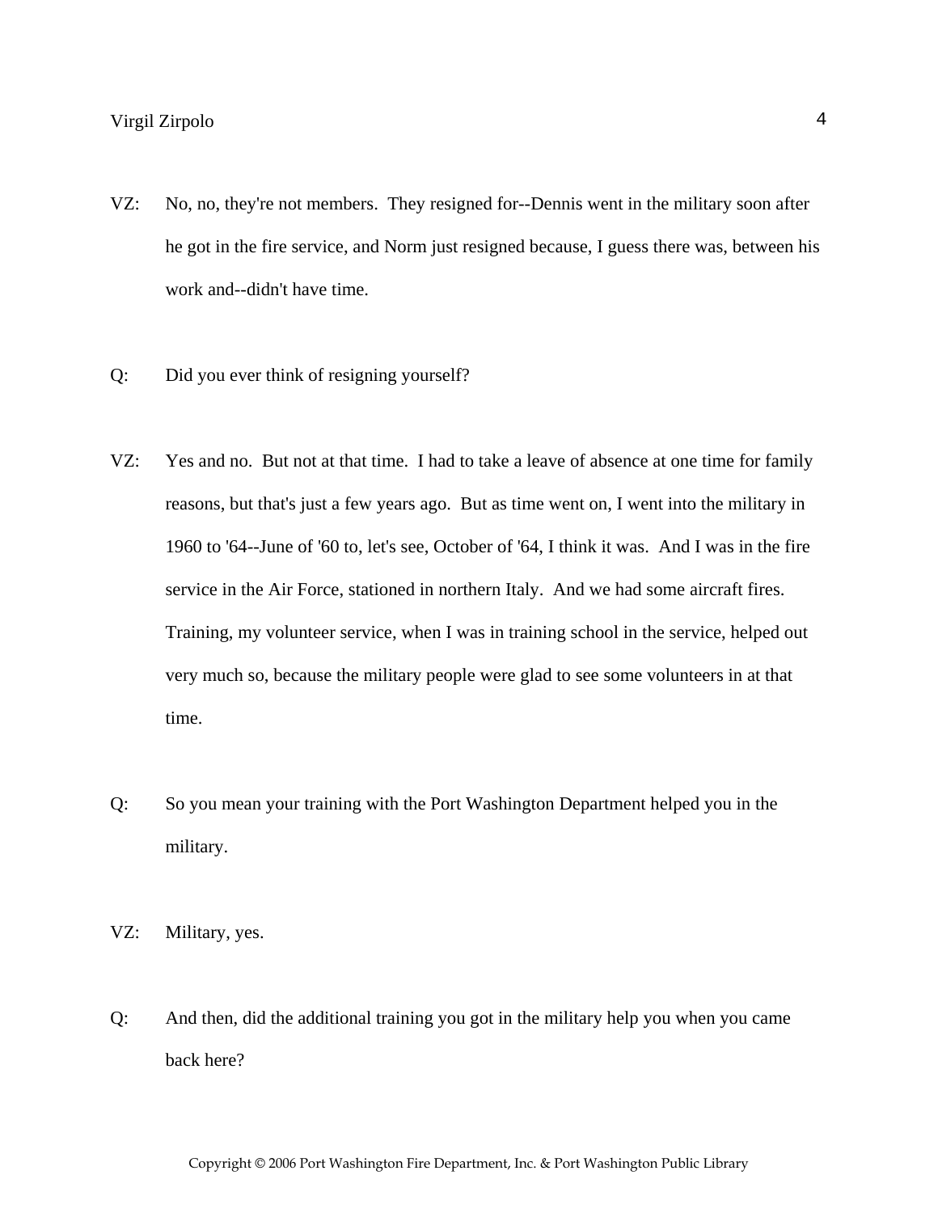VZ: No, no, they're not members. They resigned for--Dennis went in the military soon after he got in the fire service, and Norm just resigned because, I guess there was, between his work and--didn't have time.

Q: Did you ever think of resigning yourself?

VZ: Yes and no. But not at that time. I had to take a leave of absence at one time for family reasons, but that's just a few years ago. But as time went on, I went into the military in 1960 to '64--June of '60 to, let's see, October of '64, I think it was. And I was in the fire service in the Air Force, stationed in northern Italy. And we had some aircraft fires. Training, my volunteer service, when I was in training school in the service, helped out very much so, because the military people were glad to see some volunteers in at that time.

Q: So you mean your training with the Port Washington Department helped you in the military.

VZ: Military, yes.

Q: And then, did the additional training you got in the military help you when you came back here?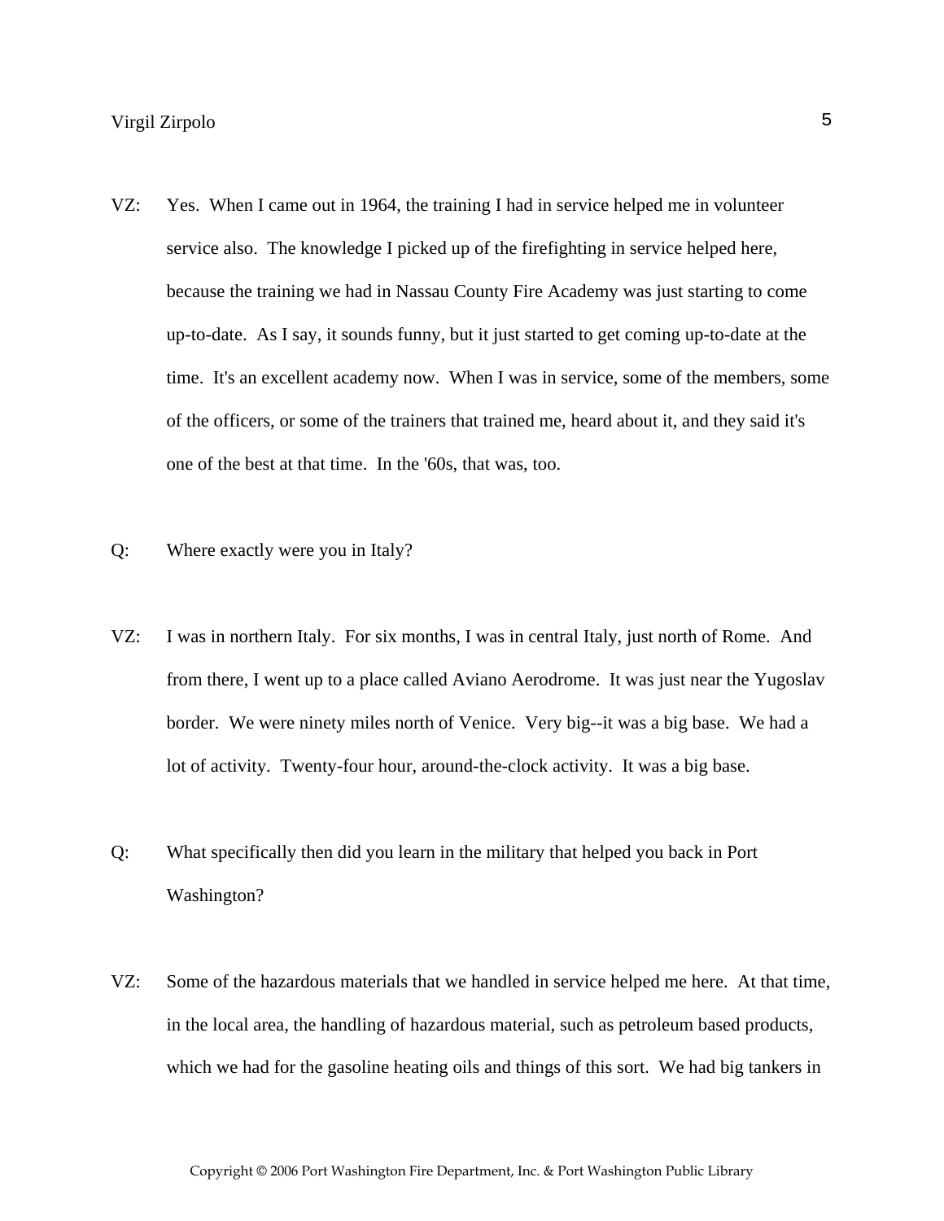VZ: Yes. When I came out in 1964, the training I had in service helped me in volunteer service also. The knowledge I picked up of the firefighting in service helped here, because the training we had in Nassau County Fire Academy was just starting to come up-to-date. As I say, it sounds funny, but it just started to get coming up-to-date at the time. It's an excellent academy now. When I was in service, some of the members, some of the officers, or some of the trainers that trained me, heard about it, and they said it's one of the best at that time. In the '60s, that was, too.

Q: Where exactly were you in Italy?

VZ: I was in northern Italy. For six months, I was in central Italy, just north of Rome. And from there, I went up to a place called Aviano Aerodrome. It was just near the Yugoslav border. We were ninety miles north of Venice. Very big--it was a big base. We had a lot of activity. Twenty-four hour, around-the-clock activity. It was a big base.

Q: What specifically then did you learn in the military that helped you back in Port Washington?

VZ: Some of the hazardous materials that we handled in service helped me here. At that time, in the local area, the handling of hazardous material, such as petroleum based products, which we had for the gasoline heating oils and things of this sort. We had big tankers in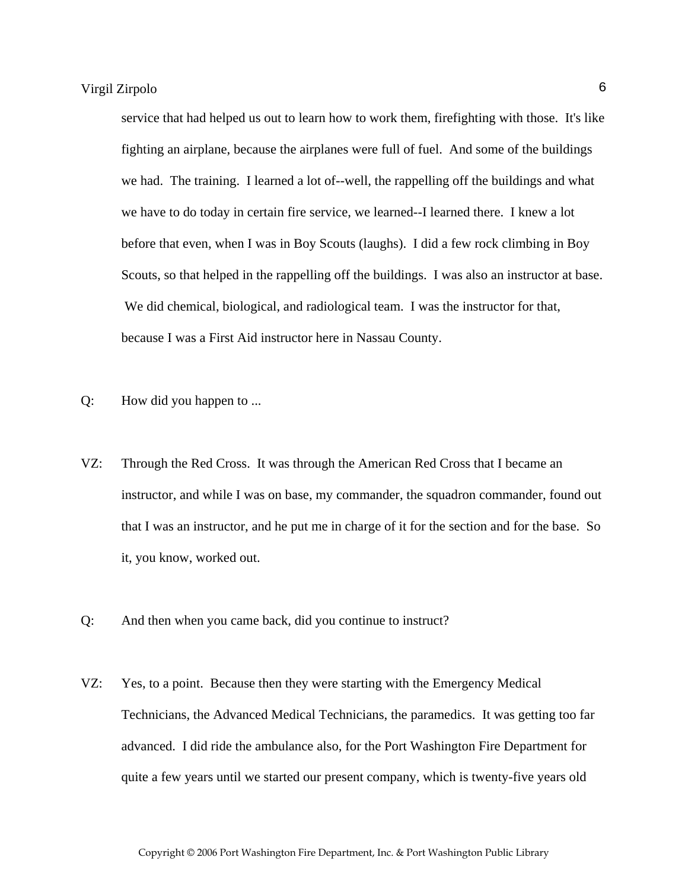service that had helped us out to learn how to work them, firefighting with those. It's like fighting an airplane, because the airplanes were full of fuel. And some of the buildings we had. The training. I learned a lot of--well, the rappelling off the buildings and what we have to do today in certain fire service, we learned--I learned there. I knew a lot before that even, when I was in Boy Scouts (laughs). I did a few rock climbing in Boy Scouts, so that helped in the rappelling off the buildings. I was also an instructor at base. We did chemical, biological, and radiological team. I was the instructor for that, because I was a First Aid instructor here in Nassau County.

Q: How did you happen to ...

VZ: Through the Red Cross. It was through the American Red Cross that I became an instructor, and while I was on base, my commander, the squadron commander, found out that I was an instructor, and he put me in charge of it for the section and for the base. So it, you know, worked out.

Q: And then when you came back, did you continue to instruct?

VZ: Yes, to a point. Because then they were starting with the Emergency Medical Technicians, the Advanced Medical Technicians, the paramedics. It was getting too far advanced. I did ride the ambulance also, for the Port Washington Fire Department for quite a few years until we started our present company, which is twenty-five years old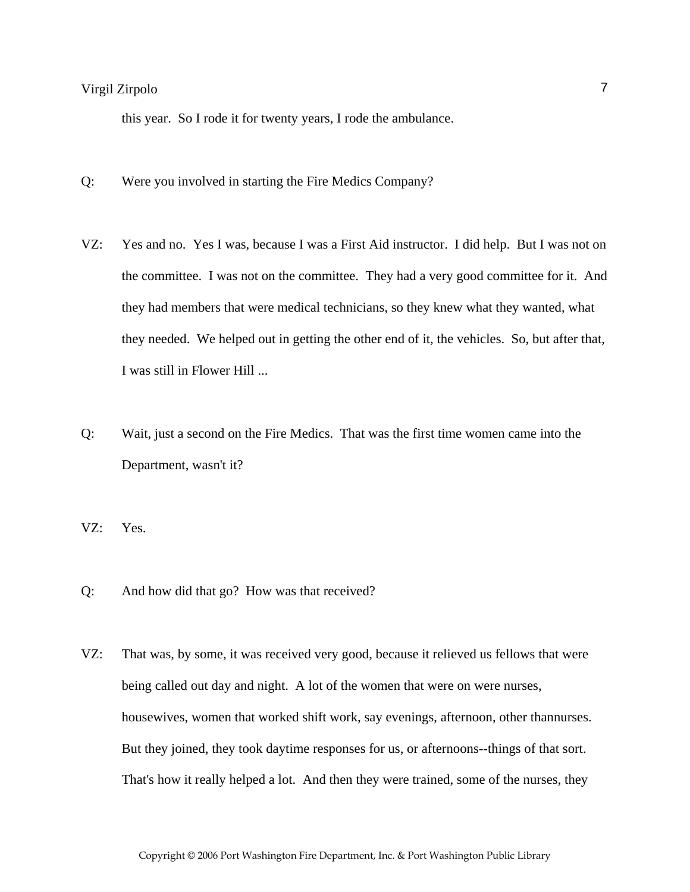this year.  So I rode it for twenty years, I rode the ambulance.

Q:  Were you involved in starting the Fire Medics Company?

VZ:  Yes and no.  Yes I was, because I was a First Aid instructor.  I did help.  But I was not on the committee.  I was not on the committee.  They had a very good committee for it.  And they had members that were medical technicians, so they knew what they wanted, what they needed.  We helped out in getting the other end of it, the vehicles.  So, but after that, I was still in Flower Hill ...

Q:  Wait, just a second on the Fire Medics.  That was the first time women came into the Department, wasn't it?

VZ:  Yes.

Q:  And how did that go?  How was that received?

VZ:  That was, by some, it was received very good, because it relieved us fellows that were being called out day and night.  A lot of the women that were on were nurses, housewives, women that worked shift work, say evenings, afternoon, other thannurses.  But they joined, they took daytime responses for us, or afternoons--things of that sort.  That's how it really helped a lot.  And then they were trained, some of the nurses, they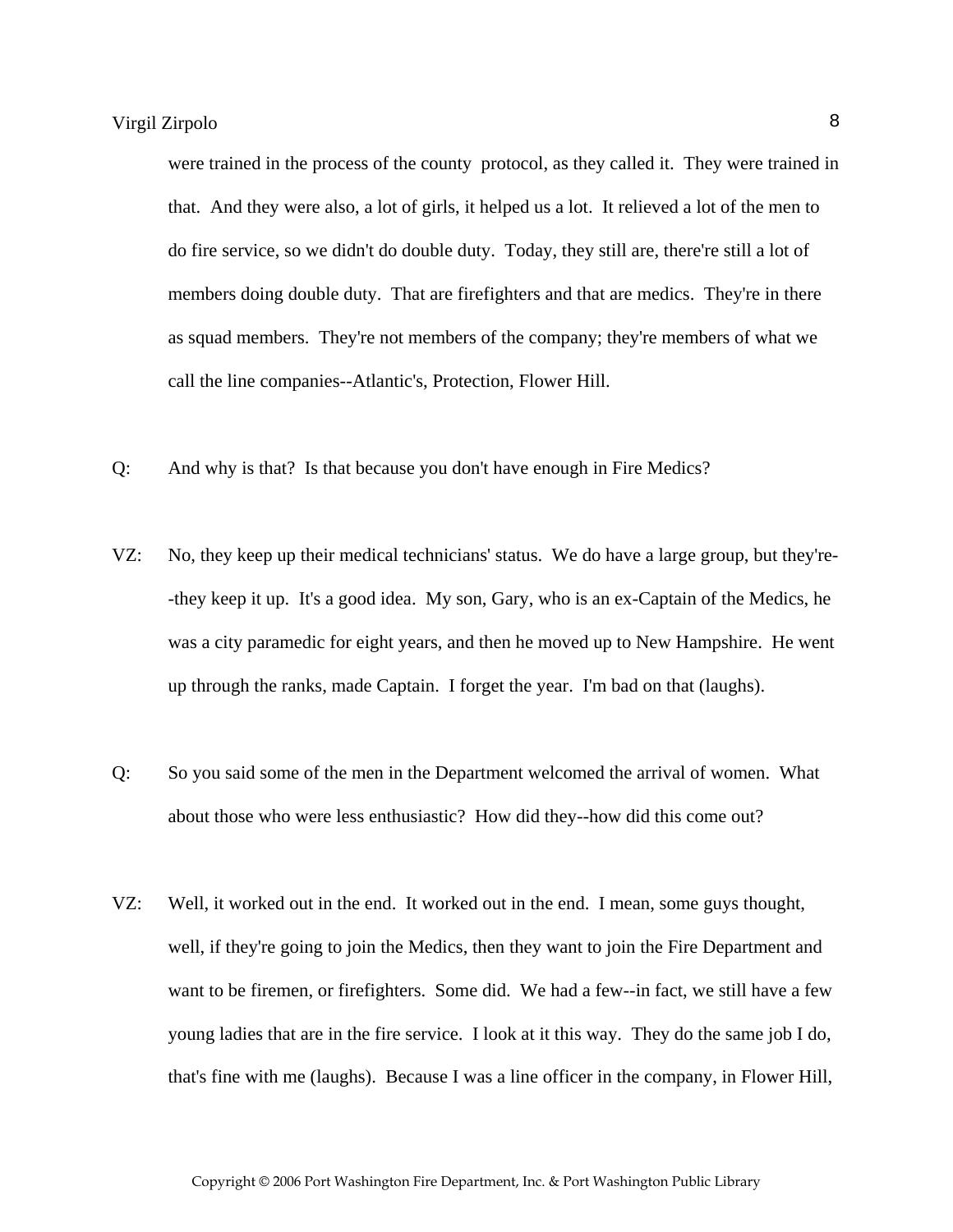were trained in the process of the county protocol, as they called it. They were trained in that. And they were also, a lot of girls, it helped us a lot. It relieved a lot of the men to do fire service, so we didn't do double duty. Today, they still are, there're still a lot of members doing double duty. That are firefighters and that are medics. They're in there as squad members. They're not members of the company; they're members of what we call the line companies--Atlantic's, Protection, Flower Hill.

Q: And why is that? Is that because you don't have enough in Fire Medics?

VZ: No, they keep up their medical technicians' status. We do have a large group, but they're--they keep it up. It's a good idea. My son, Gary, who is an ex-Captain of the Medics, he was a city paramedic for eight years, and then he moved up to New Hampshire. He went up through the ranks, made Captain. I forget the year. I'm bad on that (laughs).

Q: So you said some of the men in the Department welcomed the arrival of women. What about those who were less enthusiastic? How did they--how did this come out?

VZ: Well, it worked out in the end. It worked out in the end. I mean, some guys thought, well, if they're going to join the Medics, then they want to join the Fire Department and want to be firemen, or firefighters. Some did. We had a few--in fact, we still have a few young ladies that are in the fire service. I look at it this way. They do the same job I do, that's fine with me (laughs). Because I was a line officer in the company, in Flower Hill,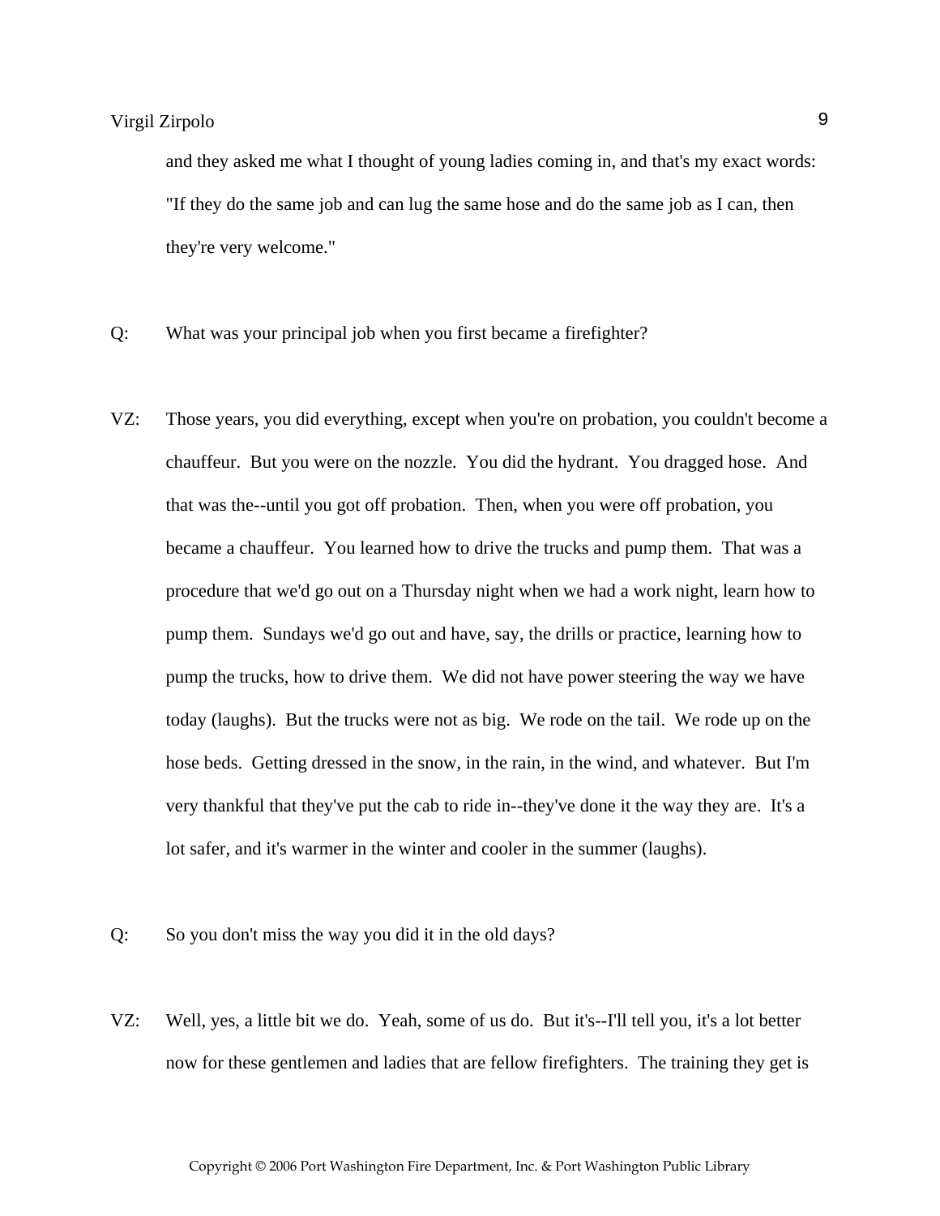and they asked me what I thought of young ladies coming in, and that's my exact words: "If they do the same job and can lug the same hose and do the same job as I can, then they're very welcome."

Q: What was your principal job when you first became a firefighter?

VZ: Those years, you did everything, except when you're on probation, you couldn't become a chauffeur. But you were on the nozzle. You did the hydrant. You dragged hose. And that was the--until you got off probation. Then, when you were off probation, you became a chauffeur. You learned how to drive the trucks and pump them. That was a procedure that we'd go out on a Thursday night when we had a work night, learn how to pump them. Sundays we'd go out and have, say, the drills or practice, learning how to pump the trucks, how to drive them. We did not have power steering the way we have today (laughs). But the trucks were not as big. We rode on the tail. We rode up on the hose beds. Getting dressed in the snow, in the rain, in the wind, and whatever. But I'm very thankful that they've put the cab to ride in--they've done it the way they are. It's a lot safer, and it's warmer in the winter and cooler in the summer (laughs).

Q: So you don't miss the way you did it in the old days?

VZ: Well, yes, a little bit we do. Yeah, some of us do. But it's--I'll tell you, it's a lot better now for these gentlemen and ladies that are fellow firefighters. The training they get is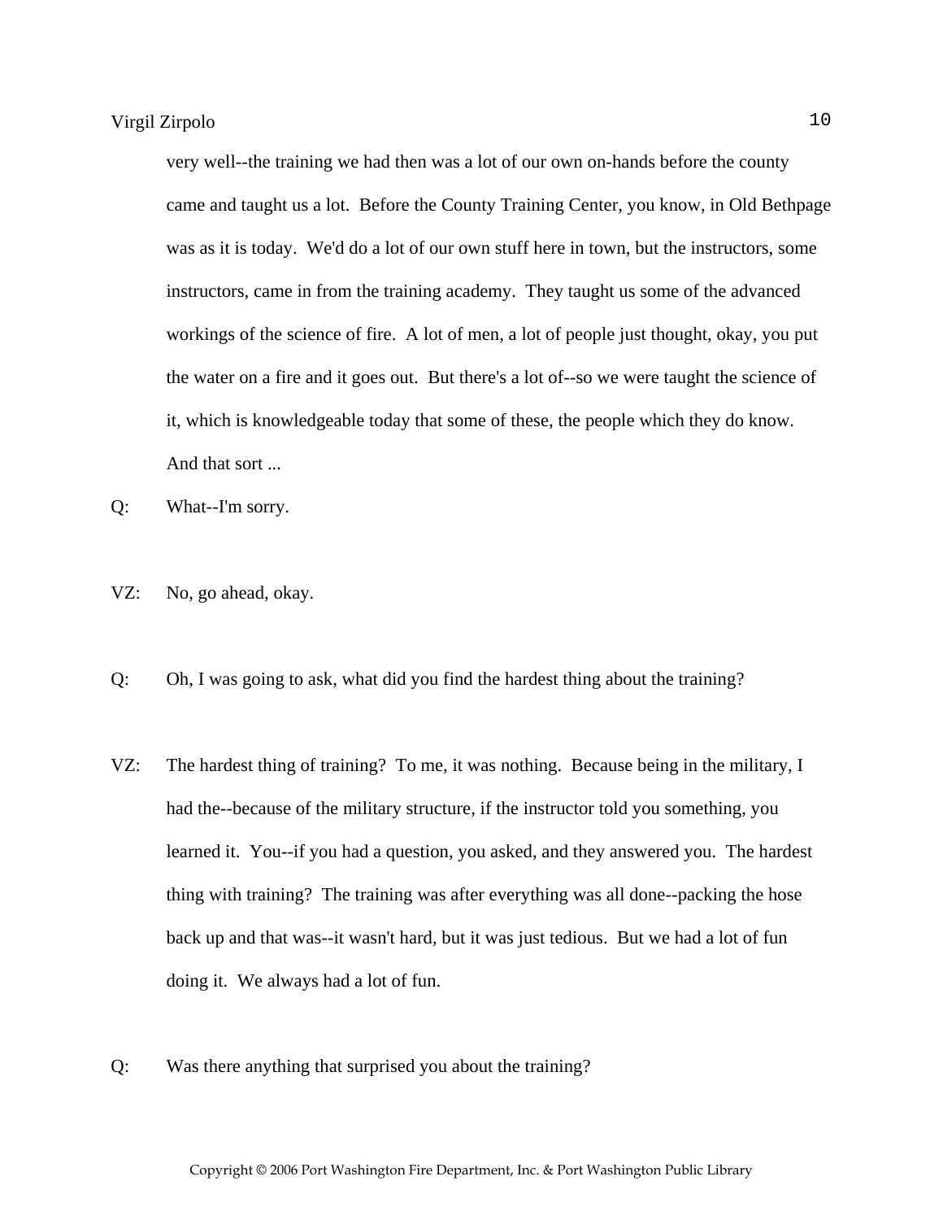very well--the training we had then was a lot of our own on-hands before the county came and taught us a lot. Before the County Training Center, you know, in Old Bethpage was as it is today. We'd do a lot of our own stuff here in town, but the instructors, some instructors, came in from the training academy. They taught us some of the advanced workings of the science of fire. A lot of men, a lot of people just thought, okay, you put the water on a fire and it goes out. But there's a lot of--so we were taught the science of it, which is knowledgeable today that some of these, the people which they do know. And that sort ...

Q: What--I'm sorry.

VZ: No, go ahead, okay.

Q: Oh, I was going to ask, what did you find the hardest thing about the training?

VZ: The hardest thing of training? To me, it was nothing. Because being in the military, I had the--because of the military structure, if the instructor told you something, you learned it. You--if you had a question, you asked, and they answered you. The hardest thing with training? The training was after everything was all done--packing the hose back up and that was--it wasn't hard, but it was just tedious. But we had a lot of fun doing it. We always had a lot of fun.

Q: Was there anything that surprised you about the training?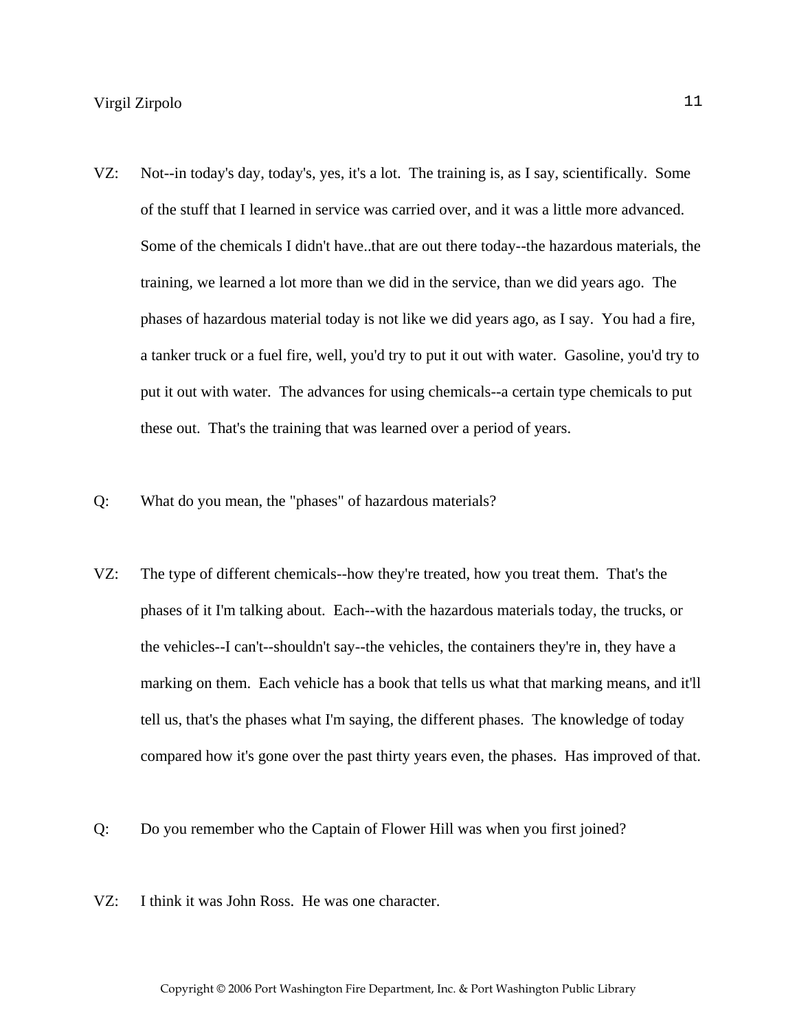VZ: Not--in today's day, today's, yes, it's a lot. The training is, as I say, scientifically. Some of the stuff that I learned in service was carried over, and it was a little more advanced. Some of the chemicals I didn't have..that are out there today--the hazardous materials, the training, we learned a lot more than we did in the service, than we did years ago. The phases of hazardous material today is not like we did years ago, as I say. You had a fire, a tanker truck or a fuel fire, well, you'd try to put it out with water. Gasoline, you'd try to put it out with water. The advances for using chemicals--a certain type chemicals to put these out. That's the training that was learned over a period of years.

Q: What do you mean, the "phases" of hazardous materials?

VZ: The type of different chemicals--how they're treated, how you treat them. That's the phases of it I'm talking about. Each--with the hazardous materials today, the trucks, or the vehicles--I can't--shouldn't say--the vehicles, the containers they're in, they have a marking on them. Each vehicle has a book that tells us what that marking means, and it'll tell us, that's the phases what I'm saying, the different phases. The knowledge of today compared how it's gone over the past thirty years even, the phases. Has improved of that.

Q: Do you remember who the Captain of Flower Hill was when you first joined?

VZ: I think it was John Ross. He was one character.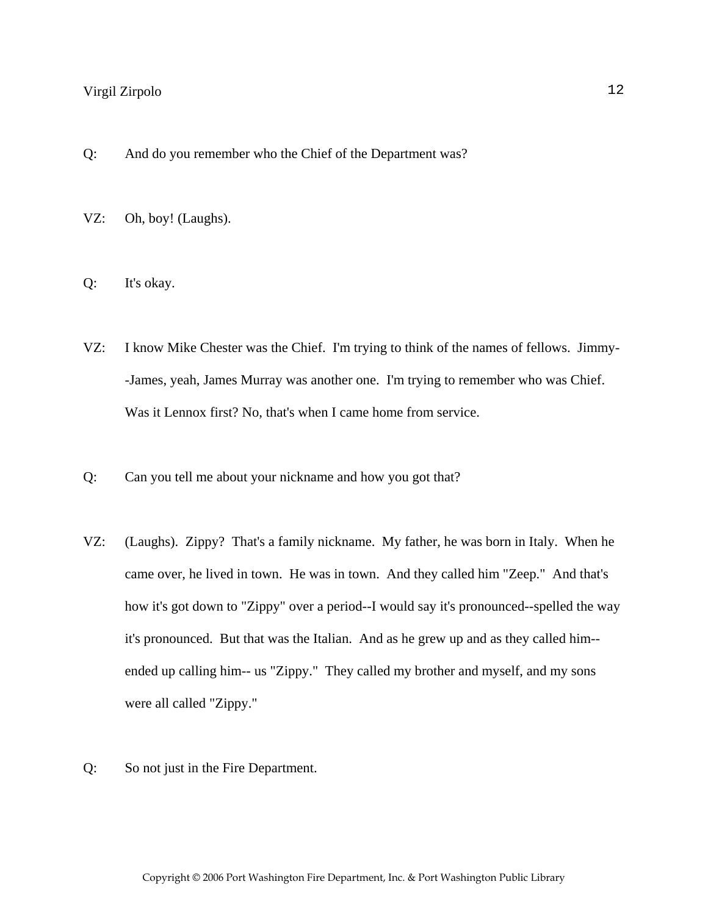Q: And do you remember who the Chief of the Department was?

VZ: Oh, boy! (Laughs).

Q: It's okay.

VZ: I know Mike Chester was the Chief. I'm trying to think of the names of fellows. Jimmy--James, yeah, James Murray was another one. I'm trying to remember who was Chief. Was it Lennox first? No, that's when I came home from service.

Q: Can you tell me about your nickname and how you got that?

VZ: (Laughs). Zippy? That's a family nickname. My father, he was born in Italy. When he came over, he lived in town. He was in town. And they called him "Zeep." And that's how it's got down to "Zippy" over a period--I would say it's pronounced--spelled the way it's pronounced. But that was the Italian. And as he grew up and as they called him--ended up calling him-- us "Zippy." They called my brother and myself, and my sons were all called "Zippy."

Q: So not just in the Fire Department.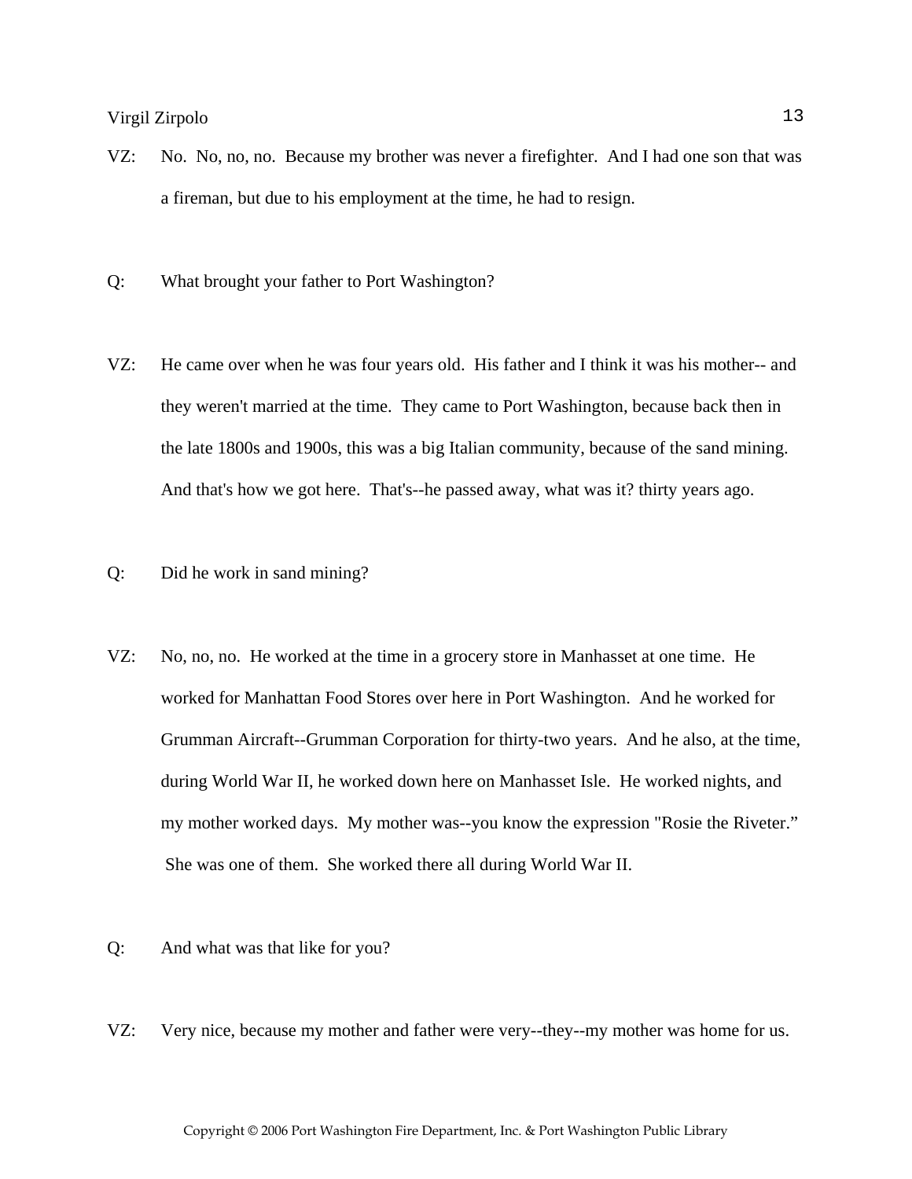VZ: No. No, no, no. Because my brother was never a firefighter. And I had one son that was a fireman, but due to his employment at the time, he had to resign.

Q: What brought your father to Port Washington?

VZ: He came over when he was four years old. His father and I think it was his mother-- and they weren't married at the time. They came to Port Washington, because back then in the late 1800s and 1900s, this was a big Italian community, because of the sand mining. And that's how we got here. That's--he passed away, what was it? thirty years ago.

Q: Did he work in sand mining?

VZ: No, no, no. He worked at the time in a grocery store in Manhasset at one time. He worked for Manhattan Food Stores over here in Port Washington. And he worked for Grumman Aircraft--Grumman Corporation for thirty-two years. And he also, at the time, during World War II, he worked down here on Manhasset Isle. He worked nights, and my mother worked days. My mother was--you know the expression "Rosie the Riveter." She was one of them. She worked there all during World War II.

Q: And what was that like for you?

VZ: Very nice, because my mother and father were very--they--my mother was home for us.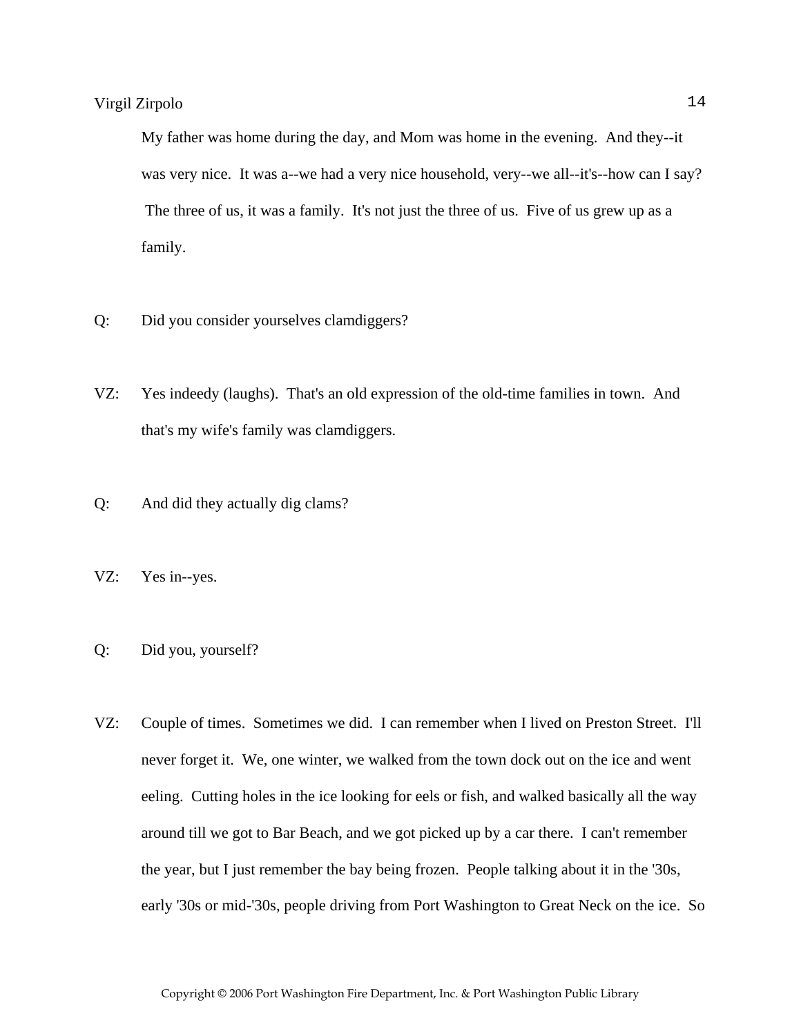My father was home during the day, and Mom was home in the evening. And they--it was very nice. It was a--we had a very nice household, very--we all--it's--how can I say? The three of us, it was a family. It's not just the three of us. Five of us grew up as a family.

Q: Did you consider yourselves clamdiggers?

VZ: Yes indeedy (laughs). That's an old expression of the old-time families in town. And that's my wife's family was clamdiggers.

Q: And did they actually dig clams?

VZ: Yes in--yes.

Q: Did you, yourself?

VZ: Couple of times. Sometimes we did. I can remember when I lived on Preston Street. I'll never forget it. We, one winter, we walked from the town dock out on the ice and went eeling. Cutting holes in the ice looking for eels or fish, and walked basically all the way around till we got to Bar Beach, and we got picked up by a car there. I can't remember the year, but I just remember the bay being frozen. People talking about it in the '30s, early '30s or mid-'30s, people driving from Port Washington to Great Neck on the ice. So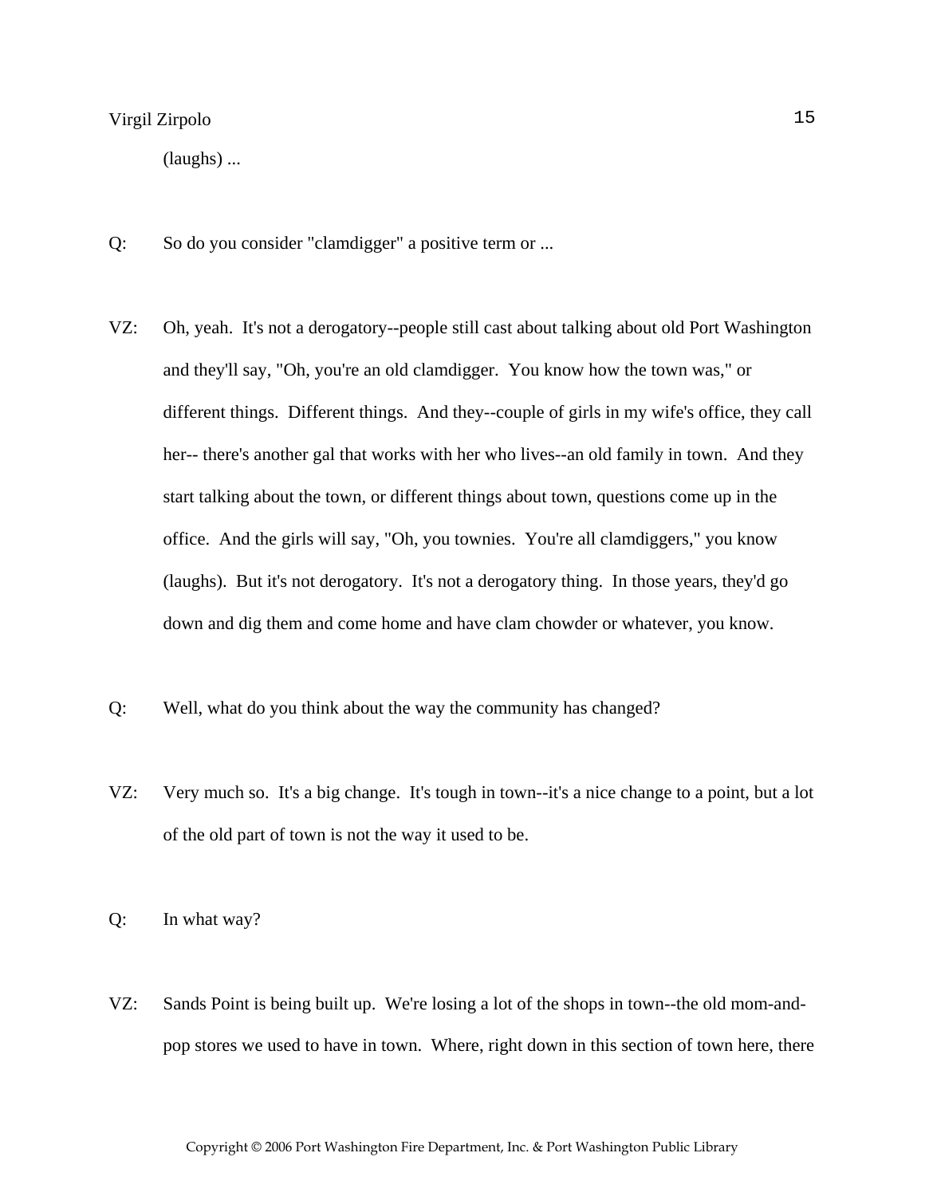(laughs) ...

Q: So do you consider "clamdigger" a positive term or ...

VZ: Oh, yeah. It's not a derogatory--people still cast about talking about old Port Washington and they'll say, "Oh, you're an old clamdigger. You know how the town was," or different things. Different things. And they--couple of girls in my wife's office, they call her-- there's another gal that works with her who lives--an old family in town. And they start talking about the town, or different things about town, questions come up in the office. And the girls will say, "Oh, you townies. You're all clamdiggers," you know (laughs). But it's not derogatory. It's not a derogatory thing. In those years, they'd go down and dig them and come home and have clam chowder or whatever, you know.

Q: Well, what do you think about the way the community has changed?

VZ: Very much so. It's a big change. It's tough in town--it's a nice change to a point, but a lot of the old part of town is not the way it used to be.

Q: In what way?

VZ: Sands Point is being built up. We're losing a lot of the shops in town--the old mom-and-pop stores we used to have in town. Where, right down in this section of town here, there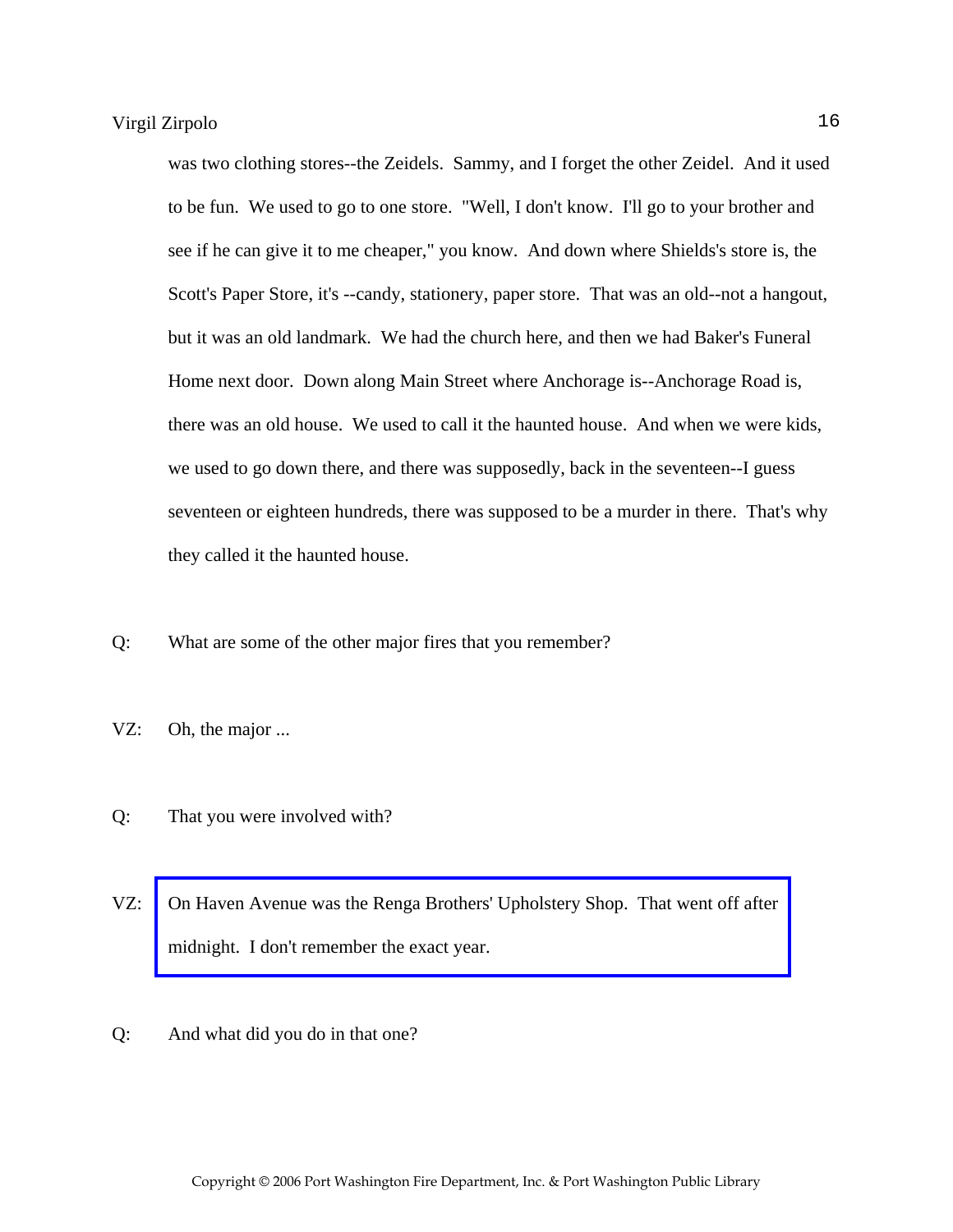was two clothing stores--the Zeidels. Sammy, and I forget the other Zeidel. And it used to be fun. We used to go to one store. "Well, I don't know. I'll go to your brother and see if he can give it to me cheaper," you know. And down where Shields's store is, the Scott's Paper Store, it's --candy, stationery, paper store. That was an old--not a hangout, but it was an old landmark. We had the church here, and then we had Baker's Funeral Home next door. Down along Main Street where Anchorage is--Anchorage Road is, there was an old house. We used to call it the haunted house. And when we were kids, we used to go down there, and there was supposedly, back in the seventeen--I guess seventeen or eighteen hundreds, there was supposed to be a murder in there. That's why they called it the haunted house.

Q: What are some of the other major fires that you remember?

VZ: Oh, the major ...

Q: That you were involved with?

VZ: On Haven Avenue was the Renga Brothers' Upholstery Shop. That went off after midnight. I don't remember the exact year.

Q: And what did you do in that one?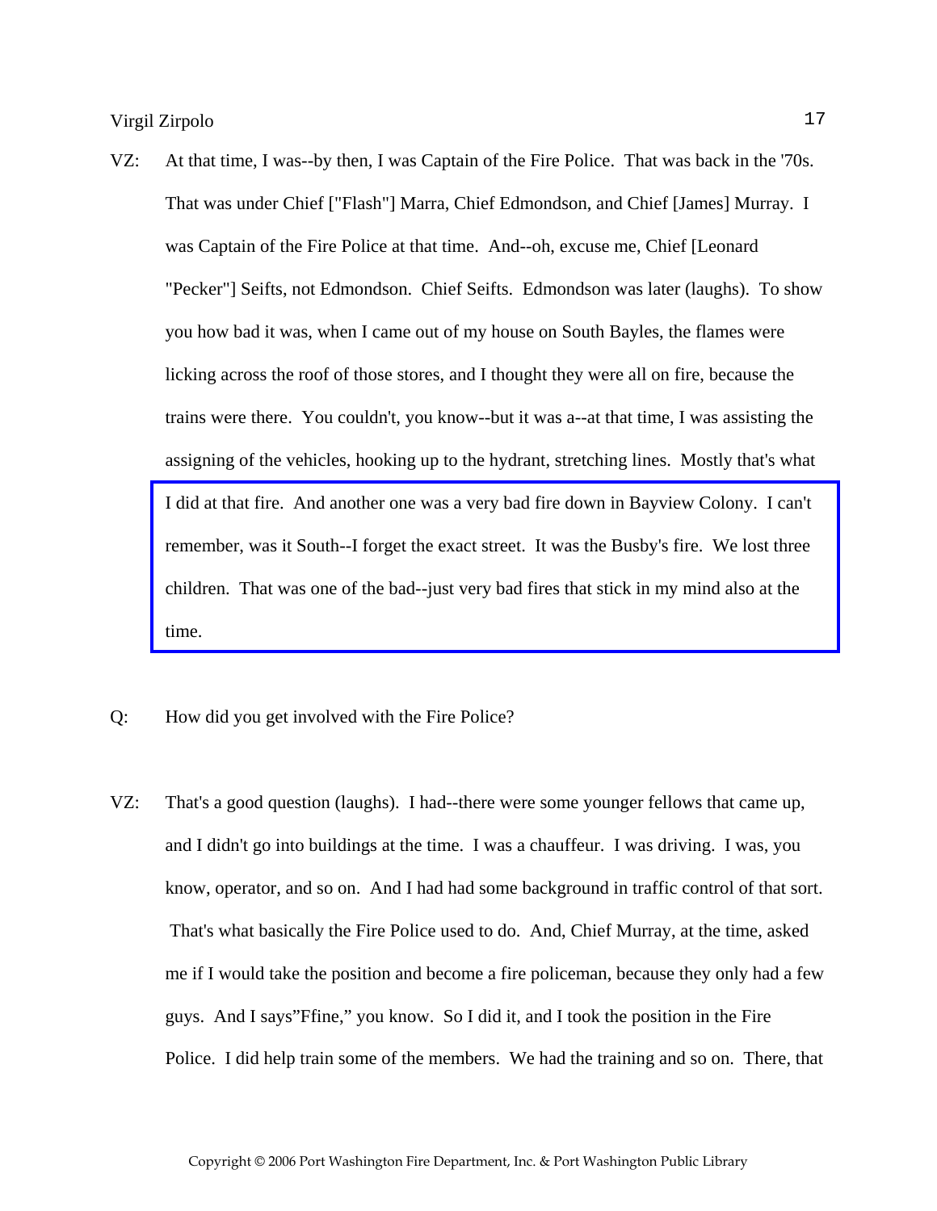VZ: At that time, I was--by then, I was Captain of the Fire Police. That was back in the '70s. That was under Chief ["Flash"] Marra, Chief Edmondson, and Chief [James] Murray. I was Captain of the Fire Police at that time. And--oh, excuse me, Chief [Leonard "Pecker"] Seifts, not Edmondson. Chief Seifts. Edmondson was later (laughs). To show you how bad it was, when I came out of my house on South Bayles, the flames were licking across the roof of those stores, and I thought they were all on fire, because the trains were there. You couldn't, you know--but it was a--at that time, I was assisting the assigning of the vehicles, hooking up to the hydrant, stretching lines. Mostly that's what I did at that fire. And another one was a very bad fire down in Bayview Colony. I can't remember, was it South--I forget the exact street. It was the Busby's fire. We lost three children. That was one of the bad--just very bad fires that stick in my mind also at the time.

Q: How did you get involved with the Fire Police?

VZ: That's a good question (laughs). I had--there were some younger fellows that came up, and I didn't go into buildings at the time. I was a chauffeur. I was driving. I was, you know, operator, and so on. And I had had some background in traffic control of that sort. That's what basically the Fire Police used to do. And, Chief Murray, at the time, asked me if I would take the position and become a fire policeman, because they only had a few guys. And I says"Ffine," you know. So I did it, and I took the position in the Fire Police. I did help train some of the members. We had the training and so on. There, that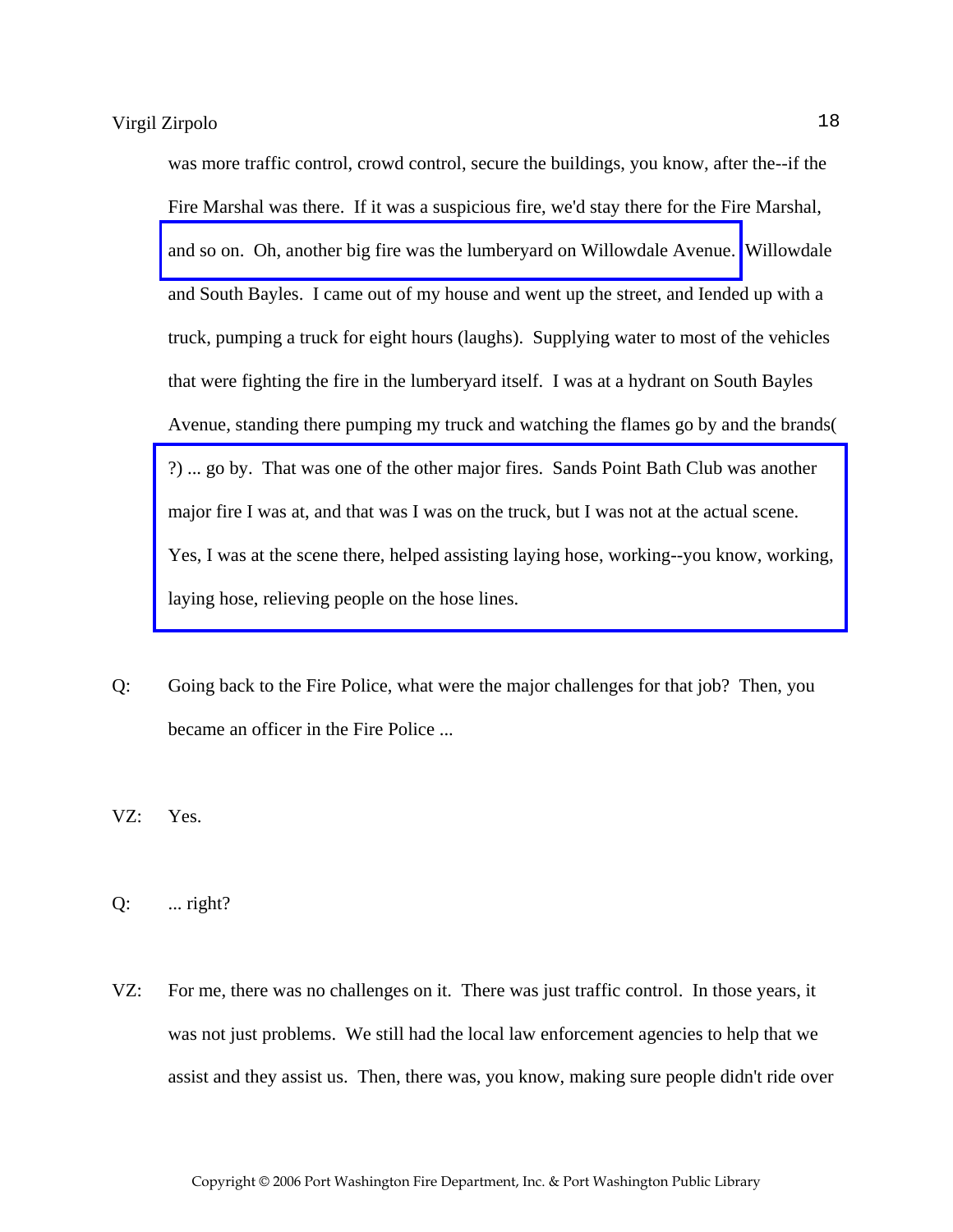was more traffic control, crowd control, secure the buildings, you know, after the--if the Fire Marshal was there. If it was a suspicious fire, we'd stay there for the Fire Marshal, and so on. Oh, another big fire was the lumberyard on Willowdale Avenue. Willowdale and South Bayles. I came out of my house and went up the street, and Iended up with a truck, pumping a truck for eight hours (laughs). Supplying water to most of the vehicles that were fighting the fire in the lumberyard itself. I was at a hydrant on South Bayles Avenue, standing there pumping my truck and watching the flames go by and the brands(?) ... go by. That was one of the other major fires. Sands Point Bath Club was another major fire I was at, and that was I was on the truck, but I was not at the actual scene. Yes, I was at the scene there, helped assisting laying hose, working--you know, working, laying hose, relieving people on the hose lines.

Q: Going back to the Fire Police, what were the major challenges for that job? Then, you became an officer in the Fire Police ...

VZ: Yes.

Q: ... right?

VZ: For me, there was no challenges on it. There was just traffic control. In those years, it was not just problems. We still had the local law enforcement agencies to help that we assist and they assist us. Then, there was, you know, making sure people didn't ride over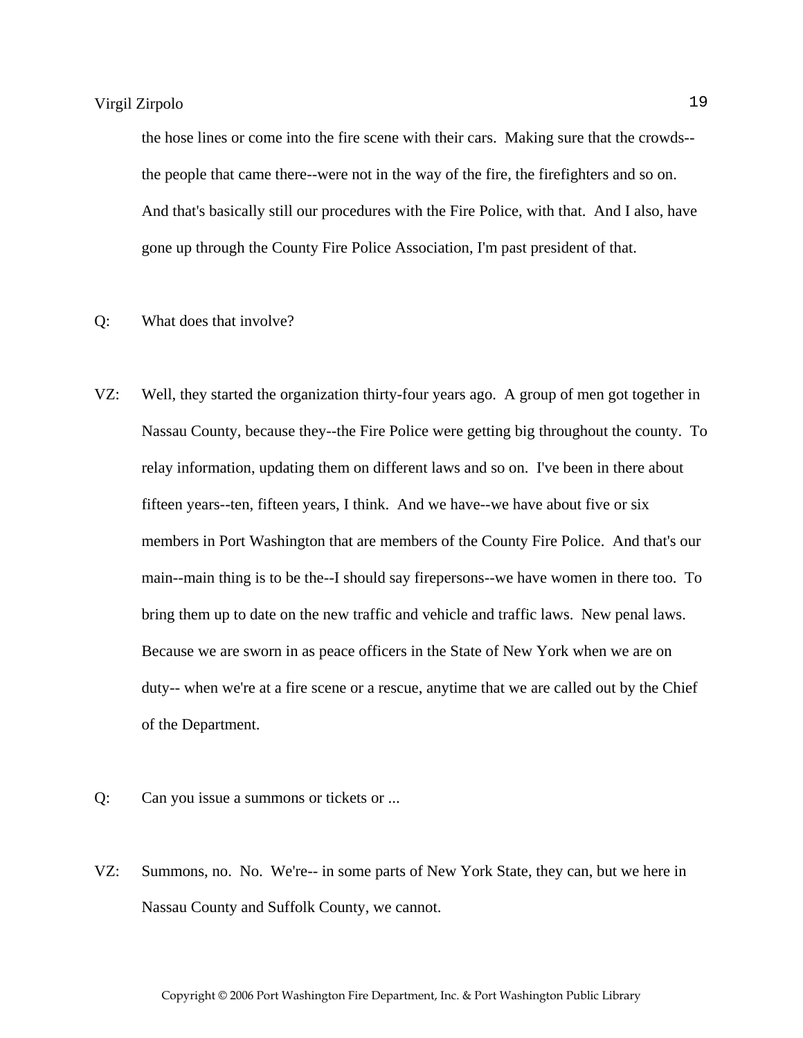the hose lines or come into the fire scene with their cars.  Making sure that the crowds--the people that came there--were not in the way of the fire, the firefighters and so on.  And that's basically still our procedures with the Fire Police, with that.  And I also, have gone up through the County Fire Police Association, I'm past president of that.

Q: What does that involve?

VZ: Well, they started the organization thirty-four years ago.  A group of men got together in Nassau County, because they--the Fire Police were getting big throughout the county.  To relay information, updating them on different laws and so on.  I've been in there about fifteen years--ten, fifteen years, I think.  And we have--we have about five or six members in Port Washington that are members of the County Fire Police.  And that's our main--main thing is to be the--I should say firepersons--we have women in there too.  To bring them up to date on the new traffic and vehicle and traffic laws.  New penal laws.  Because we are sworn in as peace officers in the State of New York when we are on duty-- when we're at a fire scene or a rescue, anytime that we are called out by the Chief of the Department.

Q: Can you issue a summons or tickets or ...

VZ: Summons, no.  No.  We're-- in some parts of New York State, they can, but we here in Nassau County and Suffolk County, we cannot.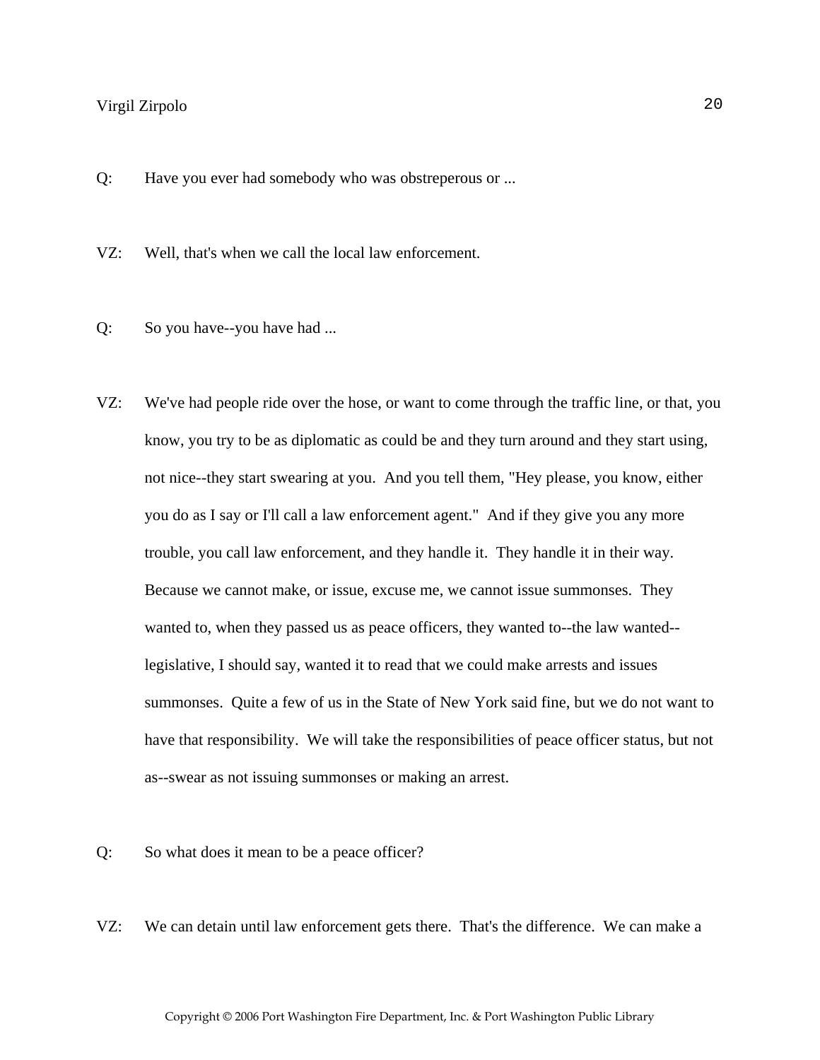Q: Have you ever had somebody who was obstreperous or ...

VZ: Well, that's when we call the local law enforcement.

Q: So you have--you have had ...

VZ: We've had people ride over the hose, or want to come through the traffic line, or that, you know, you try to be as diplomatic as could be and they turn around and they start using, not nice--they start swearing at you. And you tell them, "Hey please, you know, either you do as I say or I'll call a law enforcement agent." And if they give you any more trouble, you call law enforcement, and they handle it. They handle it in their way. Because we cannot make, or issue, excuse me, we cannot issue summonses. They wanted to, when they passed us as peace officers, they wanted to--the law wanted--legislative, I should say, wanted it to read that we could make arrests and issues summonses. Quite a few of us in the State of New York said fine, but we do not want to have that responsibility. We will take the responsibilities of peace officer status, but not as--swear as not issuing summonses or making an arrest.

Q: So what does it mean to be a peace officer?

VZ: We can detain until law enforcement gets there. That's the difference. We can make a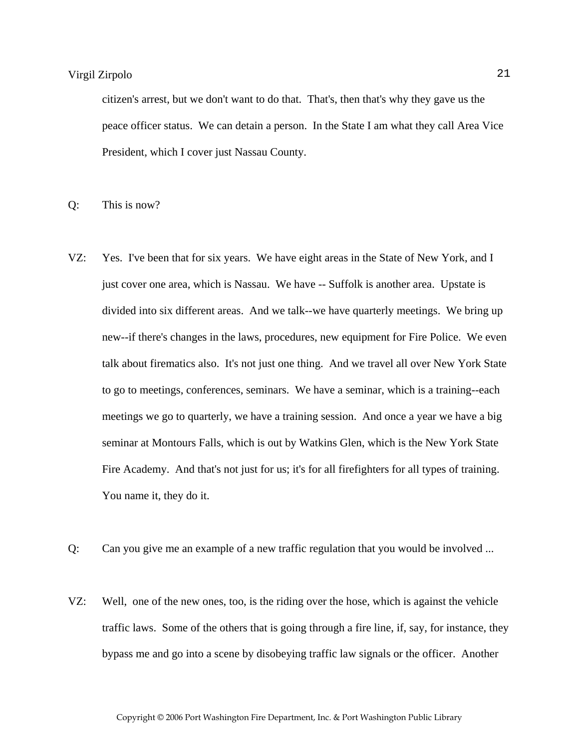citizen's arrest, but we don't want to do that. That's, then that's why they gave us the peace officer status. We can detain a person. In the State I am what they call Area Vice President, which I cover just Nassau County.

Q: This is now?

VZ: Yes. I've been that for six years. We have eight areas in the State of New York, and I just cover one area, which is Nassau. We have -- Suffolk is another area. Upstate is divided into six different areas. And we talk--we have quarterly meetings. We bring up new--if there's changes in the laws, procedures, new equipment for Fire Police. We even talk about firematics also. It's not just one thing. And we travel all over New York State to go to meetings, conferences, seminars. We have a seminar, which is a training--each meetings we go to quarterly, we have a training session. And once a year we have a big seminar at Montours Falls, which is out by Watkins Glen, which is the New York State Fire Academy. And that's not just for us; it's for all firefighters for all types of training. You name it, they do it.

Q: Can you give me an example of a new traffic regulation that you would be involved ...

VZ: Well, one of the new ones, too, is the riding over the hose, which is against the vehicle traffic laws. Some of the others that is going through a fire line, if, say, for instance, they bypass me and go into a scene by disobeying traffic law signals or the officer. Another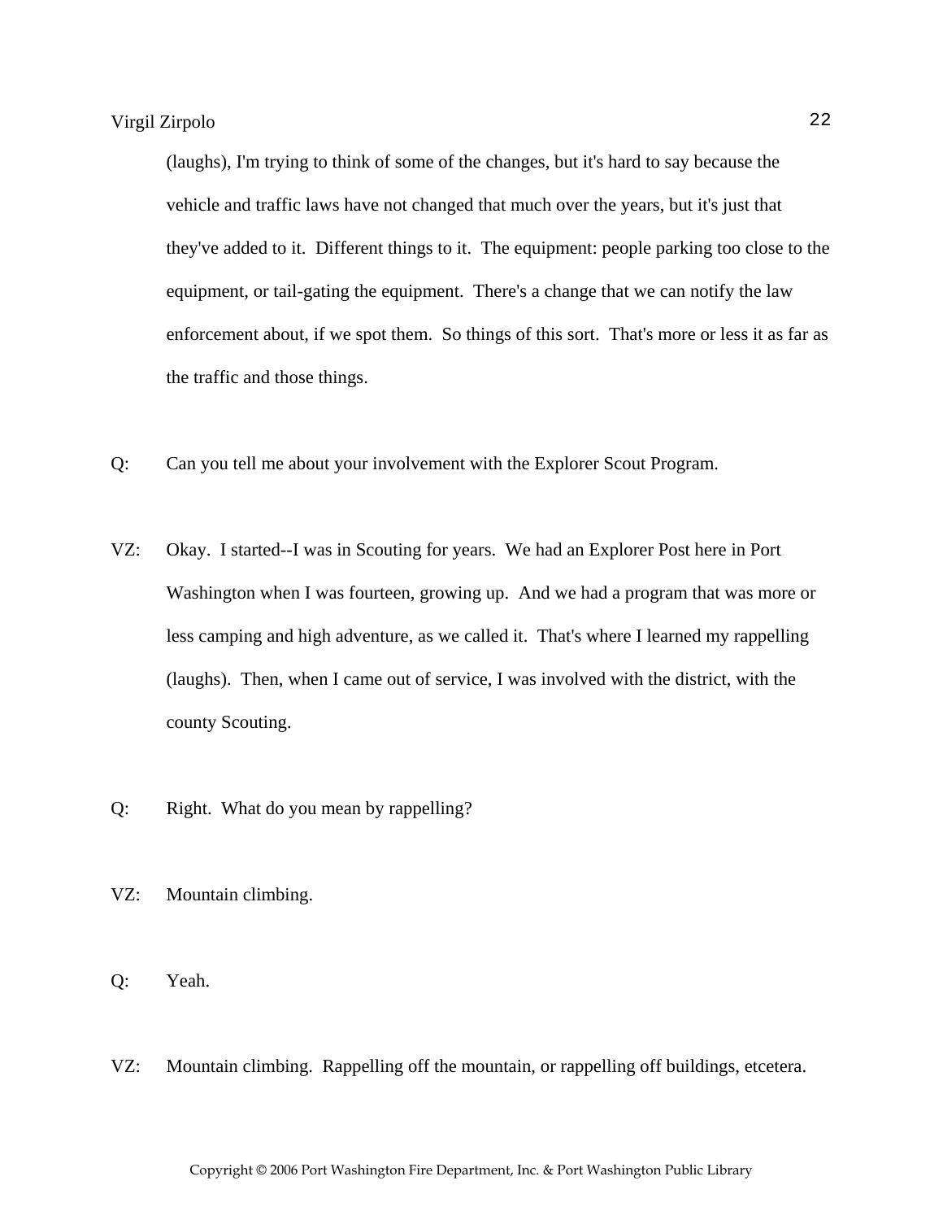(laughs), I'm trying to think of some of the changes, but it's hard to say because the vehicle and traffic laws have not changed that much over the years, but it's just that they've added to it. Different things to it. The equipment: people parking too close to the equipment, or tail-gating the equipment. There's a change that we can notify the law enforcement about, if we spot them. So things of this sort. That's more or less it as far as the traffic and those things.

Q: Can you tell me about your involvement with the Explorer Scout Program.

VZ: Okay. I started--I was in Scouting for years. We had an Explorer Post here in Port Washington when I was fourteen, growing up. And we had a program that was more or less camping and high adventure, as we called it. That's where I learned my rappelling (laughs). Then, when I came out of service, I was involved with the district, with the county Scouting.

Q: Right. What do you mean by rappelling?

VZ: Mountain climbing.

Q: Yeah.

VZ: Mountain climbing. Rappelling off the mountain, or rappelling off buildings, etcetera.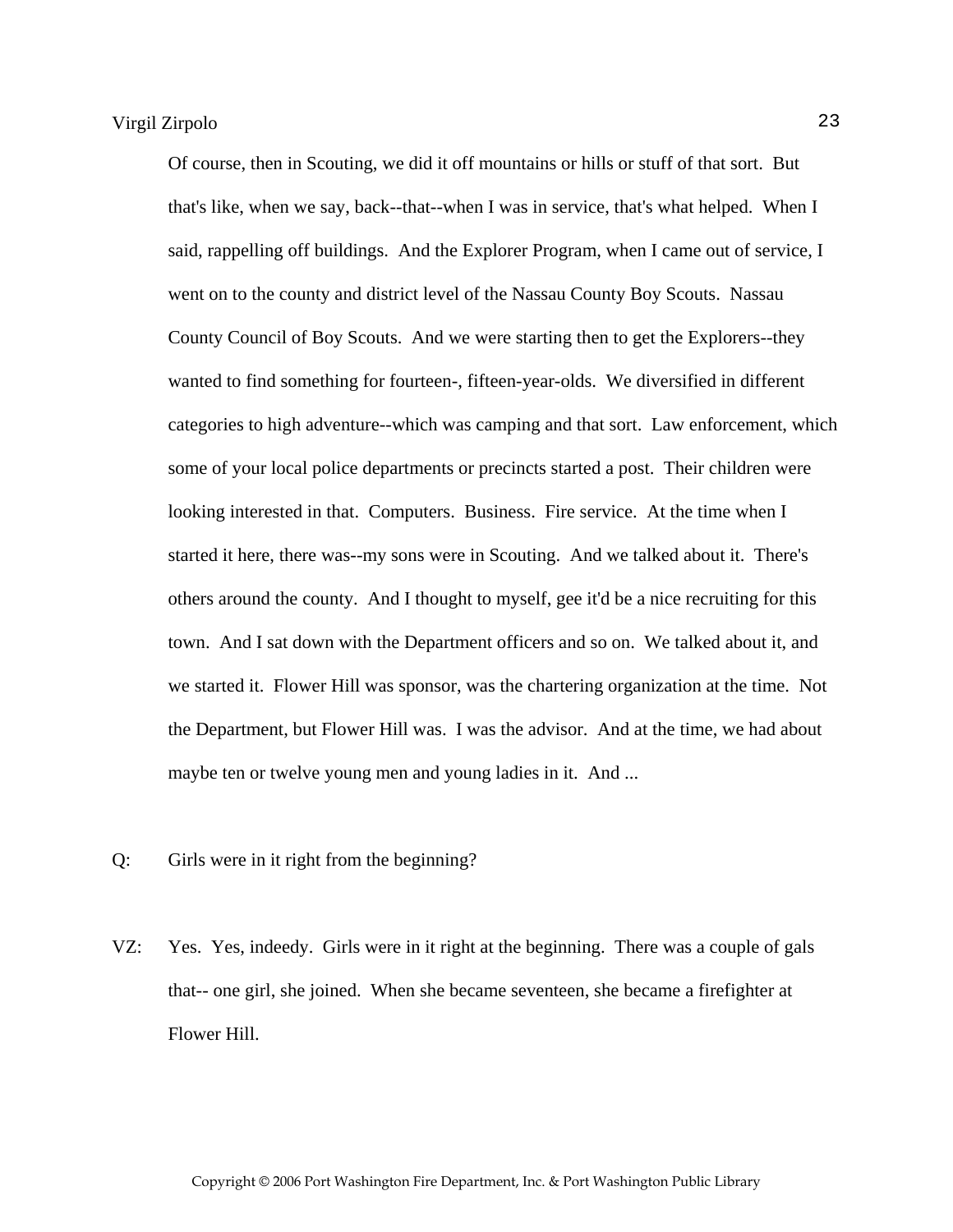Of course, then in Scouting, we did it off mountains or hills or stuff of that sort. But that's like, when we say, back--that--when I was in service, that's what helped. When I said, rappelling off buildings. And the Explorer Program, when I came out of service, I went on to the county and district level of the Nassau County Boy Scouts. Nassau County Council of Boy Scouts. And we were starting then to get the Explorers--they wanted to find something for fourteen-, fifteen-year-olds. We diversified in different categories to high adventure--which was camping and that sort. Law enforcement, which some of your local police departments or precincts started a post. Their children were looking interested in that. Computers. Business. Fire service. At the time when I started it here, there was--my sons were in Scouting. And we talked about it. There's others around the county. And I thought to myself, gee it'd be a nice recruiting for this town. And I sat down with the Department officers and so on. We talked about it, and we started it. Flower Hill was sponsor, was the chartering organization at the time. Not the Department, but Flower Hill was. I was the advisor. And at the time, we had about maybe ten or twelve young men and young ladies in it. And ...

Q: Girls were in it right from the beginning?

VZ: Yes. Yes, indeedy. Girls were in it right at the beginning. There was a couple of gals that-- one girl, she joined. When she became seventeen, she became a firefighter at Flower Hill.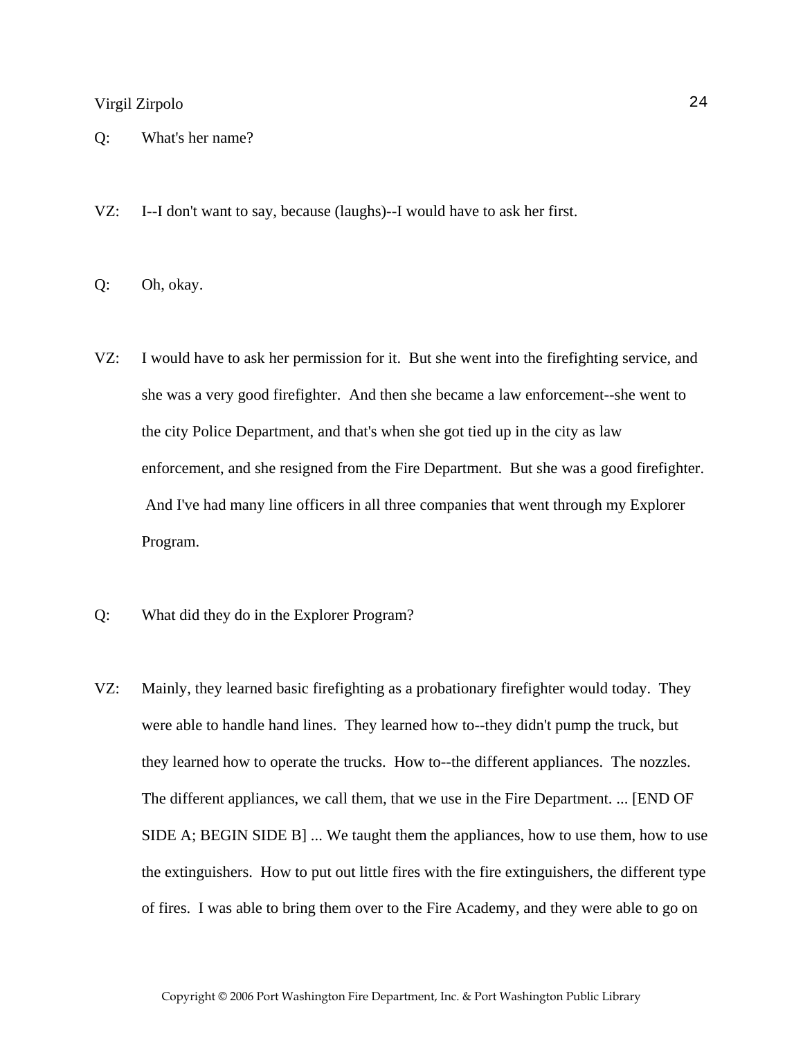Q: What's her name?

VZ: I--I don't want to say, because (laughs)--I would have to ask her first.

Q: Oh, okay.

VZ: I would have to ask her permission for it. But she went into the firefighting service, and she was a very good firefighter. And then she became a law enforcement--she went to the city Police Department, and that's when she got tied up in the city as law enforcement, and she resigned from the Fire Department. But she was a good firefighter. And I've had many line officers in all three companies that went through my Explorer Program.

Q: What did they do in the Explorer Program?

VZ: Mainly, they learned basic firefighting as a probationary firefighter would today. They were able to handle hand lines. They learned how to--they didn't pump the truck, but they learned how to operate the trucks. How to--the different appliances. The nozzles. The different appliances, we call them, that we use in the Fire Department. ... [END OF SIDE A; BEGIN SIDE B] ... We taught them the appliances, how to use them, how to use the extinguishers. How to put out little fires with the fire extinguishers, the different type of fires. I was able to bring them over to the Fire Academy, and they were able to go on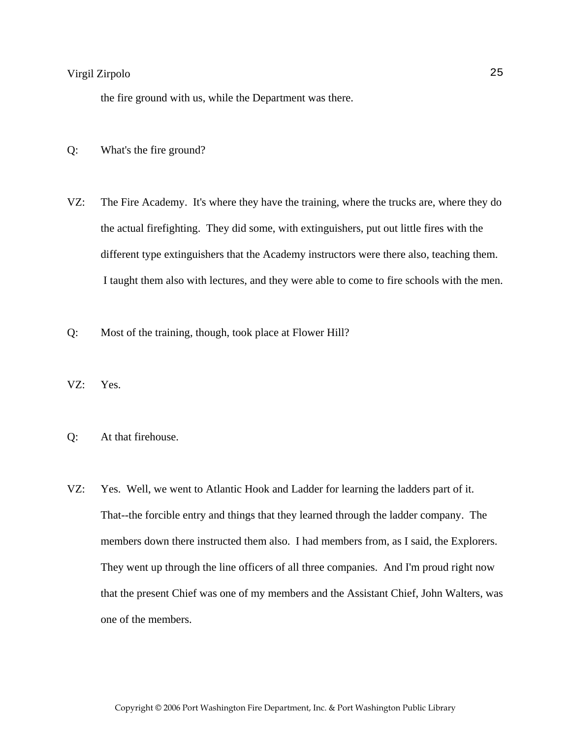the fire ground with us, while the Department was there.

Q: What's the fire ground?

VZ: The Fire Academy. It's where they have the training, where the trucks are, where they do the actual firefighting. They did some, with extinguishers, put out little fires with the different type extinguishers that the Academy instructors were there also, teaching them. I taught them also with lectures, and they were able to come to fire schools with the men.

Q: Most of the training, though, took place at Flower Hill?

VZ: Yes.

Q: At that firehouse.

VZ: Yes. Well, we went to Atlantic Hook and Ladder for learning the ladders part of it. That--the forcible entry and things that they learned through the ladder company. The members down there instructed them also. I had members from, as I said, the Explorers. They went up through the line officers of all three companies. And I'm proud right now that the present Chief was one of my members and the Assistant Chief, John Walters, was one of the members.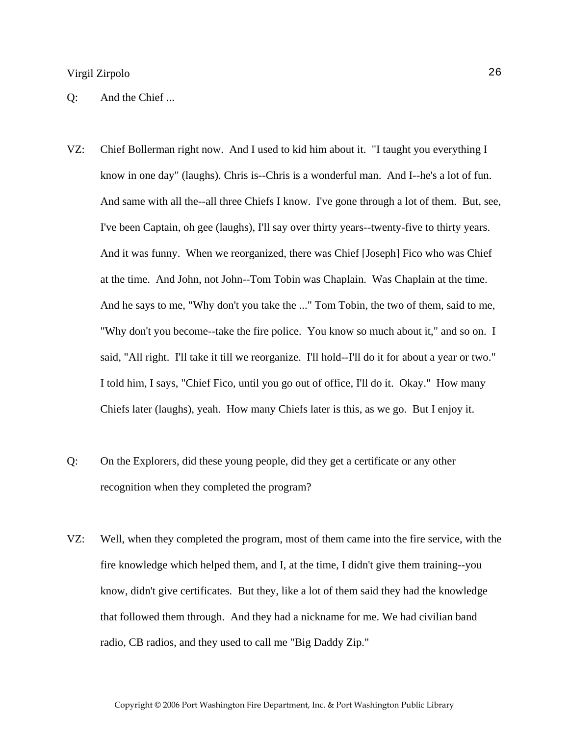Q: And the Chief ...

VZ: Chief Bollerman right now. And I used to kid him about it. "I taught you everything I know in one day" (laughs). Chris is--Chris is a wonderful man. And I--he's a lot of fun. And same with all the--all three Chiefs I know. I've gone through a lot of them. But, see, I've been Captain, oh gee (laughs), I'll say over thirty years--twenty-five to thirty years. And it was funny. When we reorganized, there was Chief [Joseph] Fico who was Chief at the time. And John, not John--Tom Tobin was Chaplain. Was Chaplain at the time. And he says to me, "Why don't you take the ..." Tom Tobin, the two of them, said to me, "Why don't you become--take the fire police. You know so much about it," and so on. I said, "All right. I'll take it till we reorganize. I'll hold--I'll do it for about a year or two." I told him, I says, "Chief Fico, until you go out of office, I'll do it. Okay." How many Chiefs later (laughs), yeah. How many Chiefs later is this, as we go. But I enjoy it.

Q: On the Explorers, did these young people, did they get a certificate or any other recognition when they completed the program?

VZ: Well, when they completed the program, most of them came into the fire service, with the fire knowledge which helped them, and I, at the time, I didn't give them training--you know, didn't give certificates. But they, like a lot of them said they had the knowledge that followed them through. And they had a nickname for me. We had civilian band radio, CB radios, and they used to call me "Big Daddy Zip."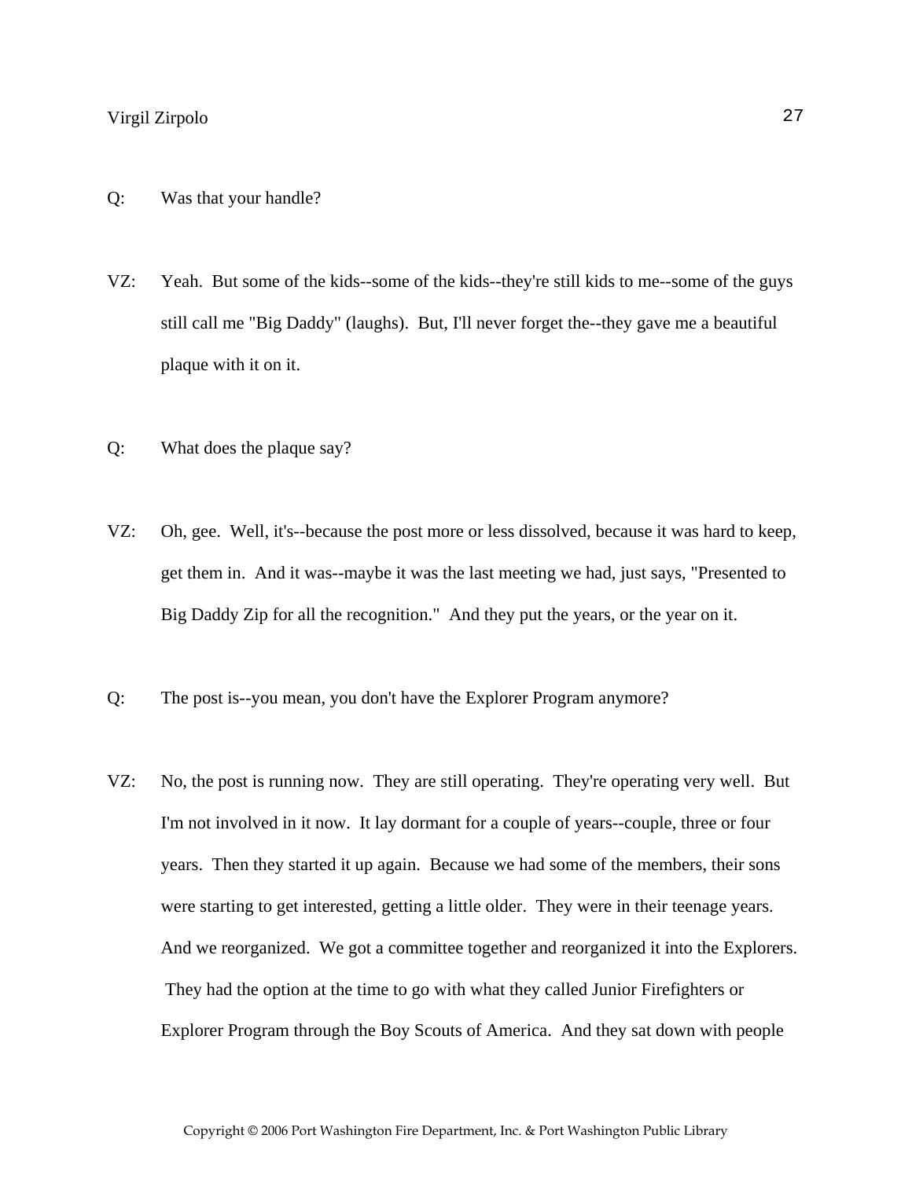Q: Was that your handle?

VZ: Yeah. But some of the kids--some of the kids--they're still kids to me--some of the guys still call me "Big Daddy" (laughs). But, I'll never forget the--they gave me a beautiful plaque with it on it.

Q: What does the plaque say?

VZ: Oh, gee. Well, it's--because the post more or less dissolved, because it was hard to keep, get them in. And it was--maybe it was the last meeting we had, just says, "Presented to Big Daddy Zip for all the recognition." And they put the years, or the year on it.

Q: The post is--you mean, you don't have the Explorer Program anymore?

VZ: No, the post is running now. They are still operating. They're operating very well. But I'm not involved in it now. It lay dormant for a couple of years--couple, three or four years. Then they started it up again. Because we had some of the members, their sons were starting to get interested, getting a little older. They were in their teenage years. And we reorganized. We got a committee together and reorganized it into the Explorers. They had the option at the time to go with what they called Junior Firefighters or Explorer Program through the Boy Scouts of America. And they sat down with people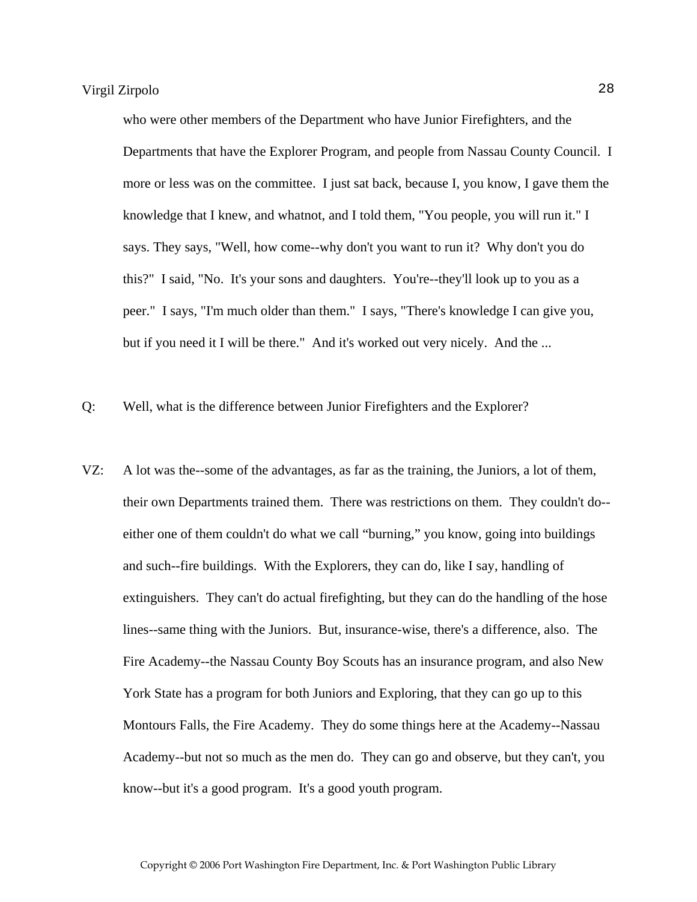who were other members of the Department who have Junior Firefighters, and the Departments that have the Explorer Program, and people from Nassau County Council. I more or less was on the committee. I just sat back, because I, you know, I gave them the knowledge that I knew, and whatnot, and I told them, "You people, you will run it." I says. They says, "Well, how come--why don't you want to run it? Why don't you do this?" I said, "No. It's your sons and daughters. You're--they'll look up to you as a peer." I says, "I'm much older than them." I says, "There's knowledge I can give you, but if you need it I will be there." And it's worked out very nicely. And the ...

Q: Well, what is the difference between Junior Firefighters and the Explorer?

VZ: A lot was the--some of the advantages, as far as the training, the Juniors, a lot of them, their own Departments trained them. There was restrictions on them. They couldn't do--either one of them couldn't do what we call "burning," you know, going into buildings and such--fire buildings. With the Explorers, they can do, like I say, handling of extinguishers. They can't do actual firefighting, but they can do the handling of the hose lines--same thing with the Juniors. But, insurance-wise, there's a difference, also. The Fire Academy--the Nassau County Boy Scouts has an insurance program, and also New York State has a program for both Juniors and Exploring, that they can go up to this Montours Falls, the Fire Academy. They do some things here at the Academy--Nassau Academy--but not so much as the men do. They can go and observe, but they can't, you know--but it's a good program. It's a good youth program.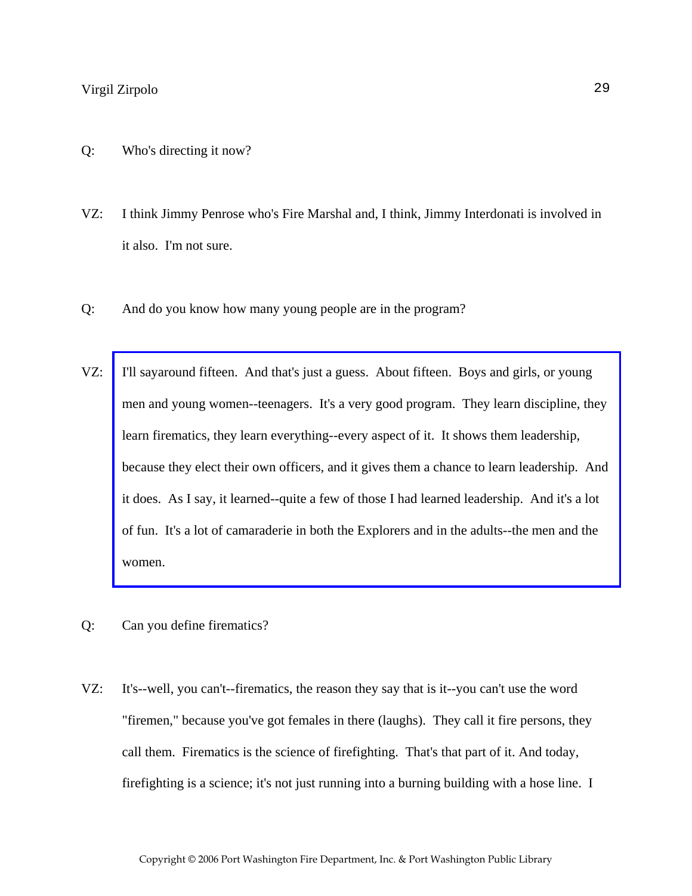Q: Who's directing it now?

VZ: I think Jimmy Penrose who's Fire Marshal and, I think, Jimmy Interdonati is involved in it also. I'm not sure.

Q: And do you know how many young people are in the program?

VZ: I'll sayaround fifteen. And that's just a guess. About fifteen. Boys and girls, or young men and young women--teenagers. It's a very good program. They learn discipline, they learn firematics, they learn everything--every aspect of it. It shows them leadership, because they elect their own officers, and it gives them a chance to learn leadership. And it does. As I say, it learned--quite a few of those I had learned leadership. And it's a lot of fun. It's a lot of camaraderie in both the Explorers and in the adults--the men and the women.

Q: Can you define firematics?

VZ: It's--well, you can't--firematics, the reason they say that is it--you can't use the word "firemen," because you've got females in there (laughs). They call it fire persons, they call them. Firematics is the science of firefighting. That's that part of it. And today, firefighting is a science; it's not just running into a burning building with a hose line. I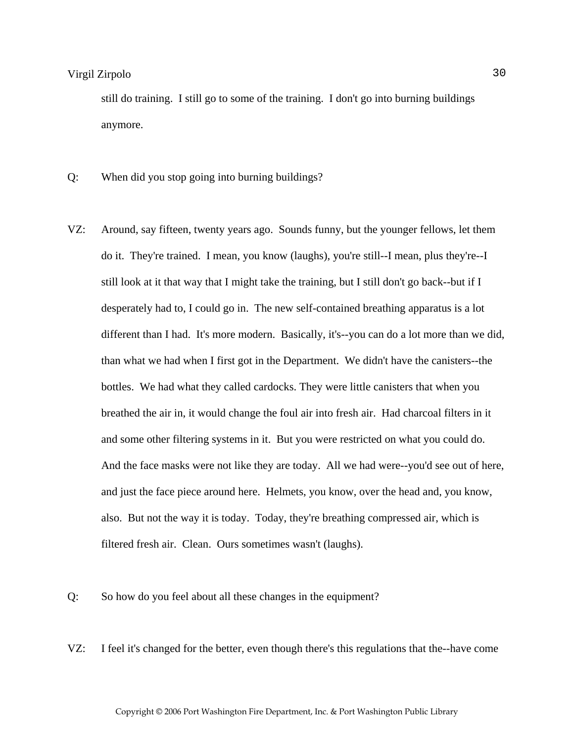still do training. I still go to some of the training. I don't go into burning buildings anymore.

Q: When did you stop going into burning buildings?

VZ: Around, say fifteen, twenty years ago. Sounds funny, but the younger fellows, let them do it. They're trained. I mean, you know (laughs), you're still--I mean, plus they're--I still look at it that way that I might take the training, but I still don't go back--but if I desperately had to, I could go in. The new self-contained breathing apparatus is a lot different than I had. It's more modern. Basically, it's--you can do a lot more than we did, than what we had when I first got in the Department. We didn't have the canisters--the bottles. We had what they called cardocks. They were little canisters that when you breathed the air in, it would change the foul air into fresh air. Had charcoal filters in it and some other filtering systems in it. But you were restricted on what you could do. And the face masks were not like they are today. All we had were--you'd see out of here, and just the face piece around here. Helmets, you know, over the head and, you know, also. But not the way it is today. Today, they're breathing compressed air, which is filtered fresh air. Clean. Ours sometimes wasn't (laughs).

Q: So how do you feel about all these changes in the equipment?

VZ: I feel it's changed for the better, even though there's this regulations that the--have come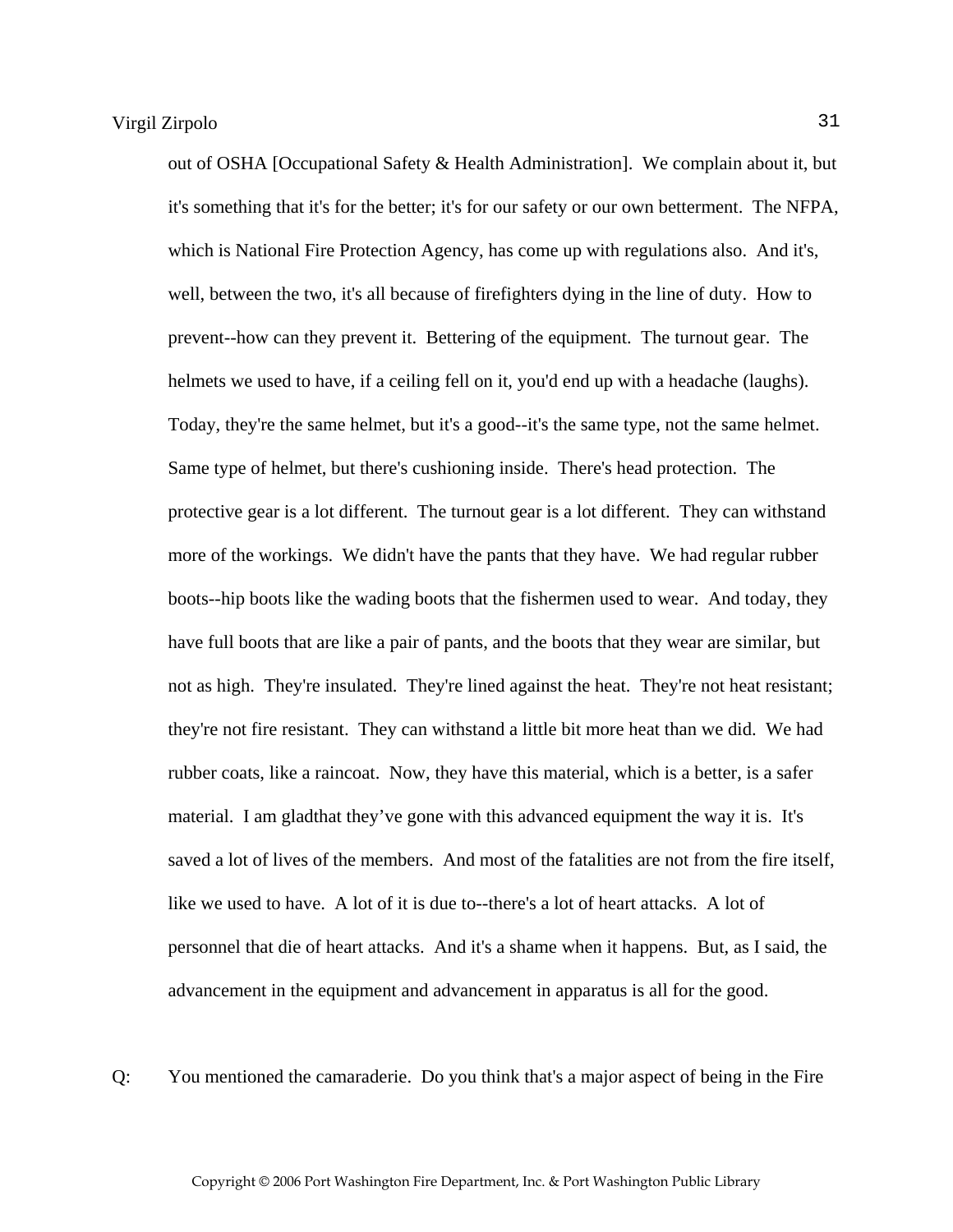out of OSHA [Occupational Safety & Health Administration]. We complain about it, but it's something that it's for the better; it's for our safety or our own betterment. The NFPA, which is National Fire Protection Agency, has come up with regulations also. And it's, well, between the two, it's all because of firefighters dying in the line of duty. How to prevent--how can they prevent it. Bettering of the equipment. The turnout gear. The helmets we used to have, if a ceiling fell on it, you'd end up with a headache (laughs). Today, they're the same helmet, but it's a good--it's the same type, not the same helmet. Same type of helmet, but there's cushioning inside. There's head protection. The protective gear is a lot different. The turnout gear is a lot different. They can withstand more of the workings. We didn't have the pants that they have. We had regular rubber boots--hip boots like the wading boots that the fishermen used to wear. And today, they have full boots that are like a pair of pants, and the boots that they wear are similar, but not as high. They're insulated. They're lined against the heat. They're not heat resistant; they're not fire resistant. They can withstand a little bit more heat than we did. We had rubber coats, like a raincoat. Now, they have this material, which is a better, is a safer material. I am gladthat they've gone with this advanced equipment the way it is. It's saved a lot of lives of the members. And most of the fatalities are not from the fire itself, like we used to have. A lot of it is due to--there's a lot of heart attacks. A lot of personnel that die of heart attacks. And it's a shame when it happens. But, as I said, the advancement in the equipment and advancement in apparatus is all for the good.

Q: You mentioned the camaraderie. Do you think that's a major aspect of being in the Fire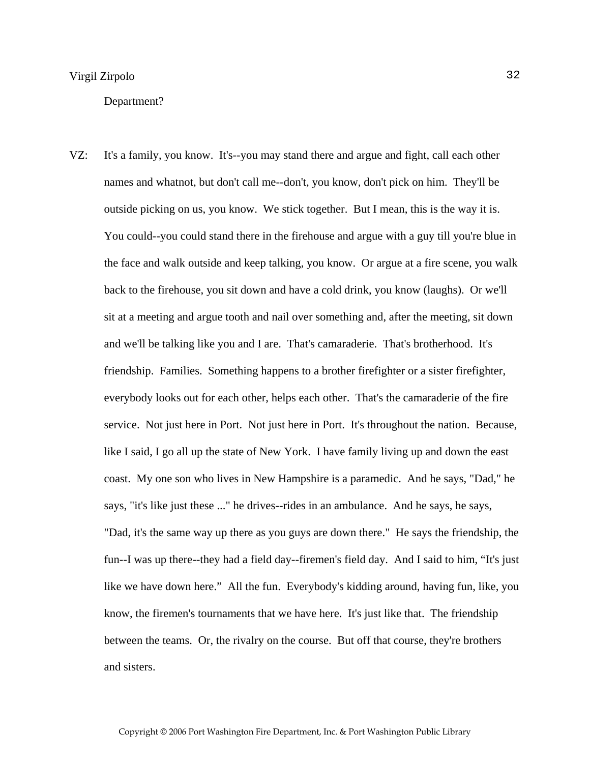Department?

VZ: It's a family, you know. It's--you may stand there and argue and fight, call each other names and whatnot, but don't call me--don't, you know, don't pick on him. They'll be outside picking on us, you know. We stick together. But I mean, this is the way it is. You could--you could stand there in the firehouse and argue with a guy till you're blue in the face and walk outside and keep talking, you know. Or argue at a fire scene, you walk back to the firehouse, you sit down and have a cold drink, you know (laughs). Or we'll sit at a meeting and argue tooth and nail over something and, after the meeting, sit down and we'll be talking like you and I are. That's camaraderie. That's brotherhood. It's friendship. Families. Something happens to a brother firefighter or a sister firefighter, everybody looks out for each other, helps each other. That's the camaraderie of the fire service. Not just here in Port. Not just here in Port. It's throughout the nation. Because, like I said, I go all up the state of New York. I have family living up and down the east coast. My one son who lives in New Hampshire is a paramedic. And he says, "Dad," he says, "it's like just these ..." he drives--rides in an ambulance. And he says, he says, "Dad, it's the same way up there as you guys are down there." He says the friendship, the fun--I was up there--they had a field day--firemen's field day. And I said to him, "It's just like we have down here." All the fun. Everybody's kidding around, having fun, like, you know, the firemen's tournaments that we have here. It's just like that. The friendship between the teams. Or, the rivalry on the course. But off that course, they're brothers and sisters.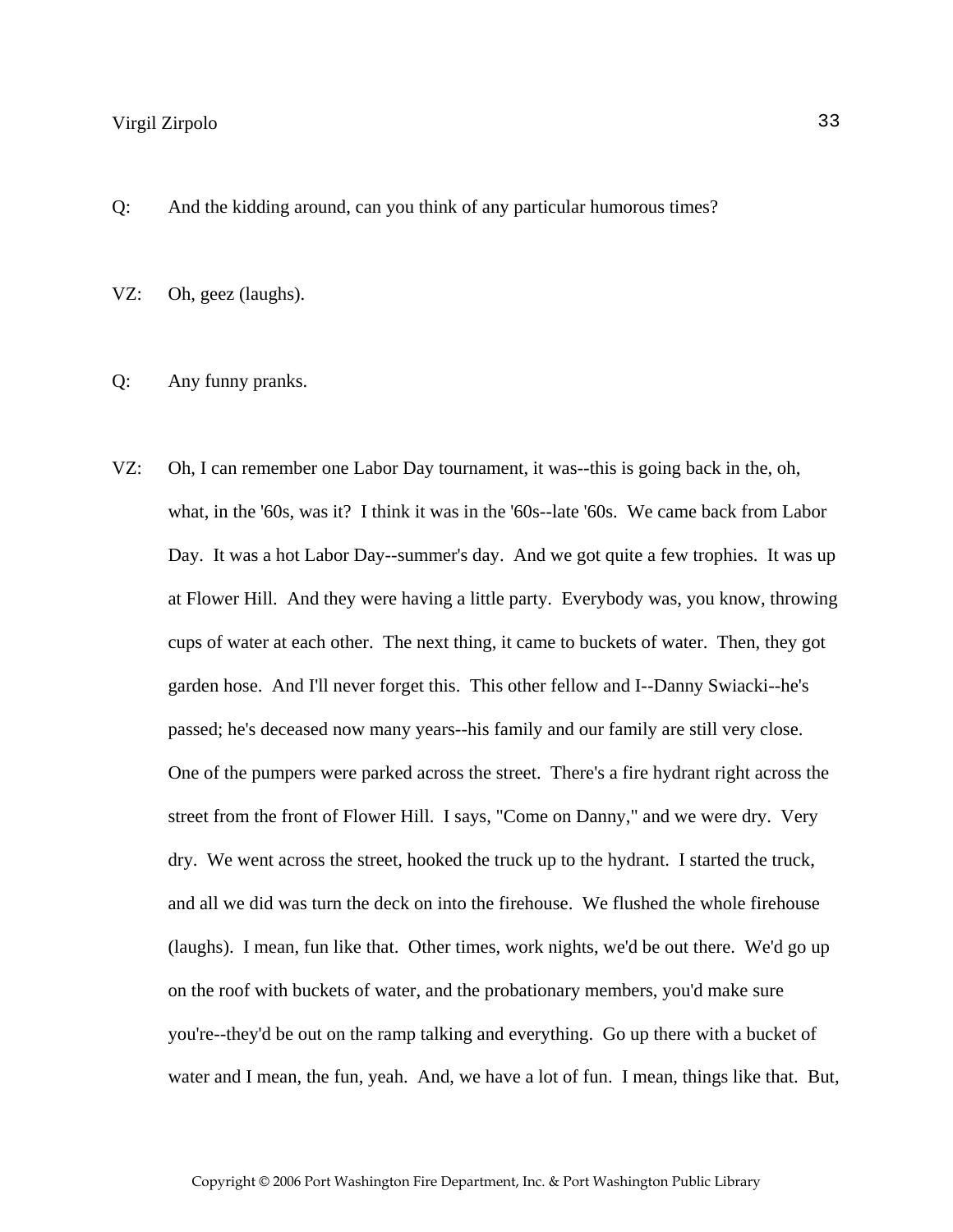Q: And the kidding around, can you think of any particular humorous times?

VZ: Oh, geez (laughs).

Q: Any funny pranks.

VZ: Oh, I can remember one Labor Day tournament, it was--this is going back in the, oh, what, in the '60s, was it? I think it was in the '60s--late '60s. We came back from Labor Day. It was a hot Labor Day--summer's day. And we got quite a few trophies. It was up at Flower Hill. And they were having a little party. Everybody was, you know, throwing cups of water at each other. The next thing, it came to buckets of water. Then, they got garden hose. And I'll never forget this. This other fellow and I--Danny Swiacki--he's passed; he's deceased now many years--his family and our family are still very close. One of the pumpers were parked across the street. There's a fire hydrant right across the street from the front of Flower Hill. I says, "Come on Danny," and we were dry. Very dry. We went across the street, hooked the truck up to the hydrant. I started the truck, and all we did was turn the deck on into the firehouse. We flushed the whole firehouse (laughs). I mean, fun like that. Other times, work nights, we'd be out there. We'd go up on the roof with buckets of water, and the probationary members, you'd make sure you're--they'd be out on the ramp talking and everything. Go up there with a bucket of water and I mean, the fun, yeah. And, we have a lot of fun. I mean, things like that. But,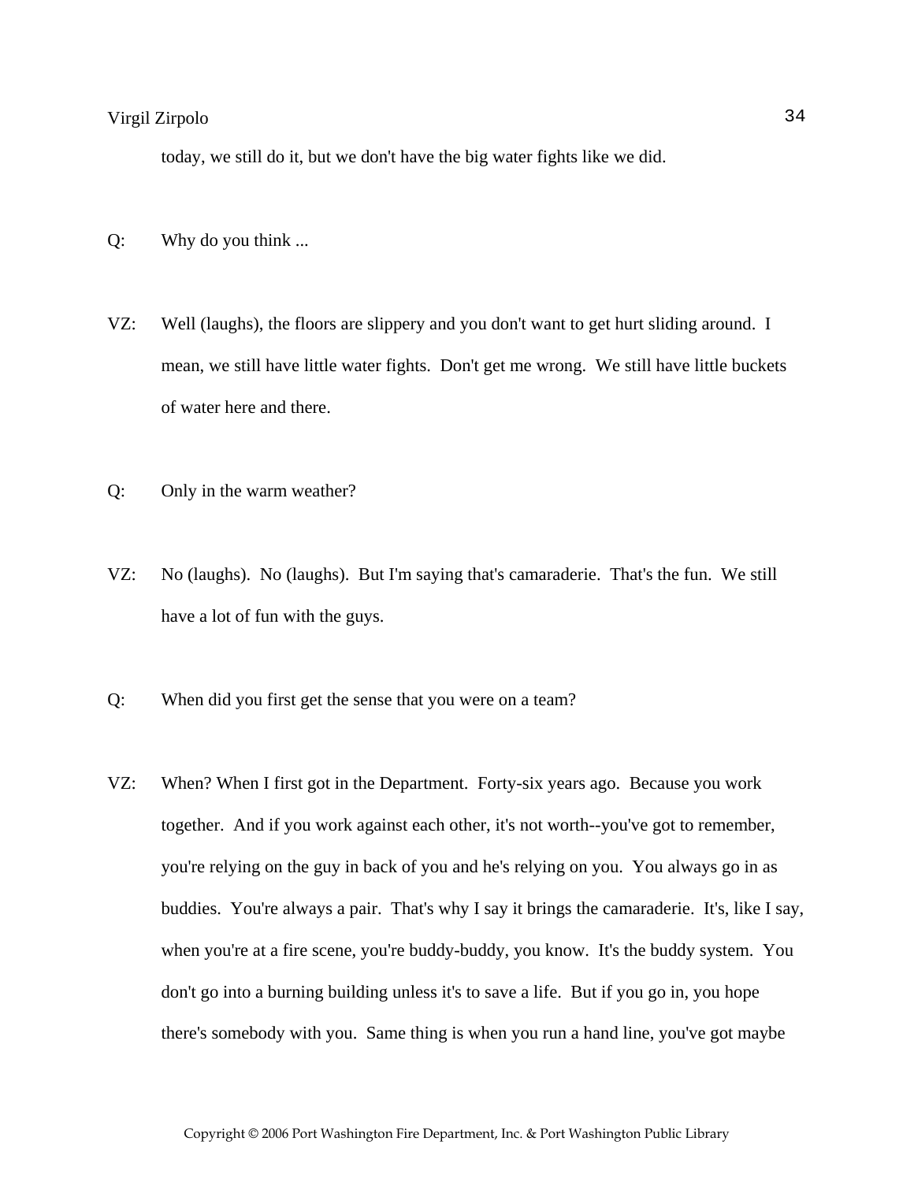today, we still do it, but we don't have the big water fights like we did.

Q: Why do you think ...

VZ: Well (laughs), the floors are slippery and you don't want to get hurt sliding around. I mean, we still have little water fights. Don't get me wrong. We still have little buckets of water here and there.

Q: Only in the warm weather?

VZ: No (laughs). No (laughs). But I'm saying that's camaraderie. That's the fun. We still have a lot of fun with the guys.

Q: When did you first get the sense that you were on a team?

VZ: When? When I first got in the Department. Forty-six years ago. Because you work together. And if you work against each other, it's not worth--you've got to remember, you're relying on the guy in back of you and he's relying on you. You always go in as buddies. You're always a pair. That's why I say it brings the camaraderie. It's, like I say, when you're at a fire scene, you're buddy-buddy, you know. It's the buddy system. You don't go into a burning building unless it's to save a life. But if you go in, you hope there's somebody with you. Same thing is when you run a hand line, you've got maybe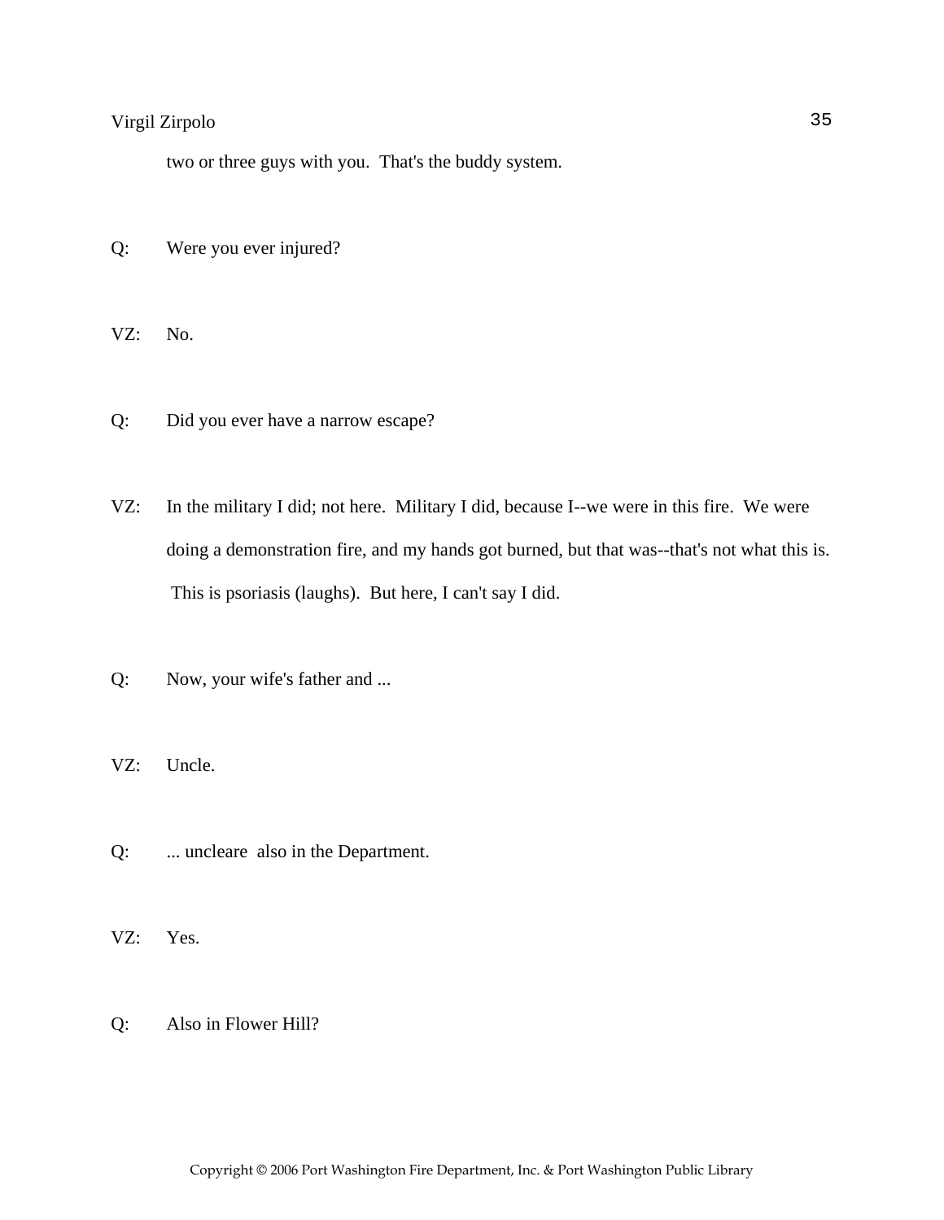two or three guys with you.  That's the buddy system.

Q: Were you ever injured?

VZ: No.

Q: Did you ever have a narrow escape?

VZ: In the military I did; not here.  Military I did, because I--we were in this fire.  We were doing a demonstration fire, and my hands got burned, but that was--that's not what this is.  This is psoriasis (laughs).  But here, I can't say I did.

Q: Now, your wife's father and ...

VZ: Uncle.

Q: ... uncleare  also in the Department.

VZ: Yes.

Q: Also in Flower Hill?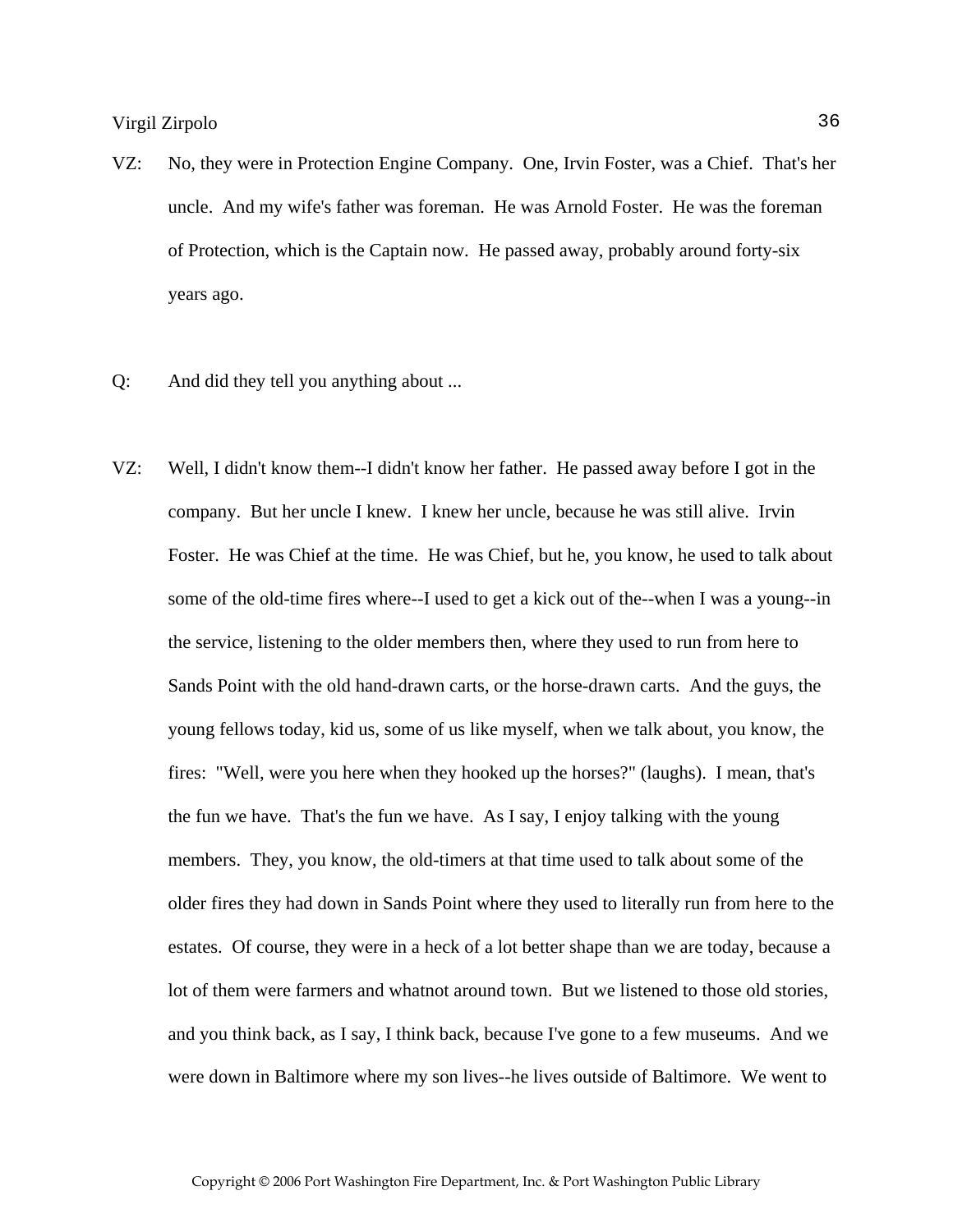VZ: No, they were in Protection Engine Company. One, Irvin Foster, was a Chief. That's her uncle. And my wife's father was foreman. He was Arnold Foster. He was the foreman of Protection, which is the Captain now. He passed away, probably around forty-six years ago.

Q: And did they tell you anything about ...

VZ: Well, I didn't know them--I didn't know her father. He passed away before I got in the company. But her uncle I knew. I knew her uncle, because he was still alive. Irvin Foster. He was Chief at the time. He was Chief, but he, you know, he used to talk about some of the old-time fires where--I used to get a kick out of the--when I was a young--in the service, listening to the older members then, where they used to run from here to Sands Point with the old hand-drawn carts, or the horse-drawn carts. And the guys, the young fellows today, kid us, some of us like myself, when we talk about, you know, the fires: "Well, were you here when they hooked up the horses?" (laughs). I mean, that's the fun we have. That's the fun we have. As I say, I enjoy talking with the young members. They, you know, the old-timers at that time used to talk about some of the older fires they had down in Sands Point where they used to literally run from here to the estates. Of course, they were in a heck of a lot better shape than we are today, because a lot of them were farmers and whatnot around town. But we listened to those old stories, and you think back, as I say, I think back, because I've gone to a few museums. And we were down in Baltimore where my son lives--he lives outside of Baltimore. We went to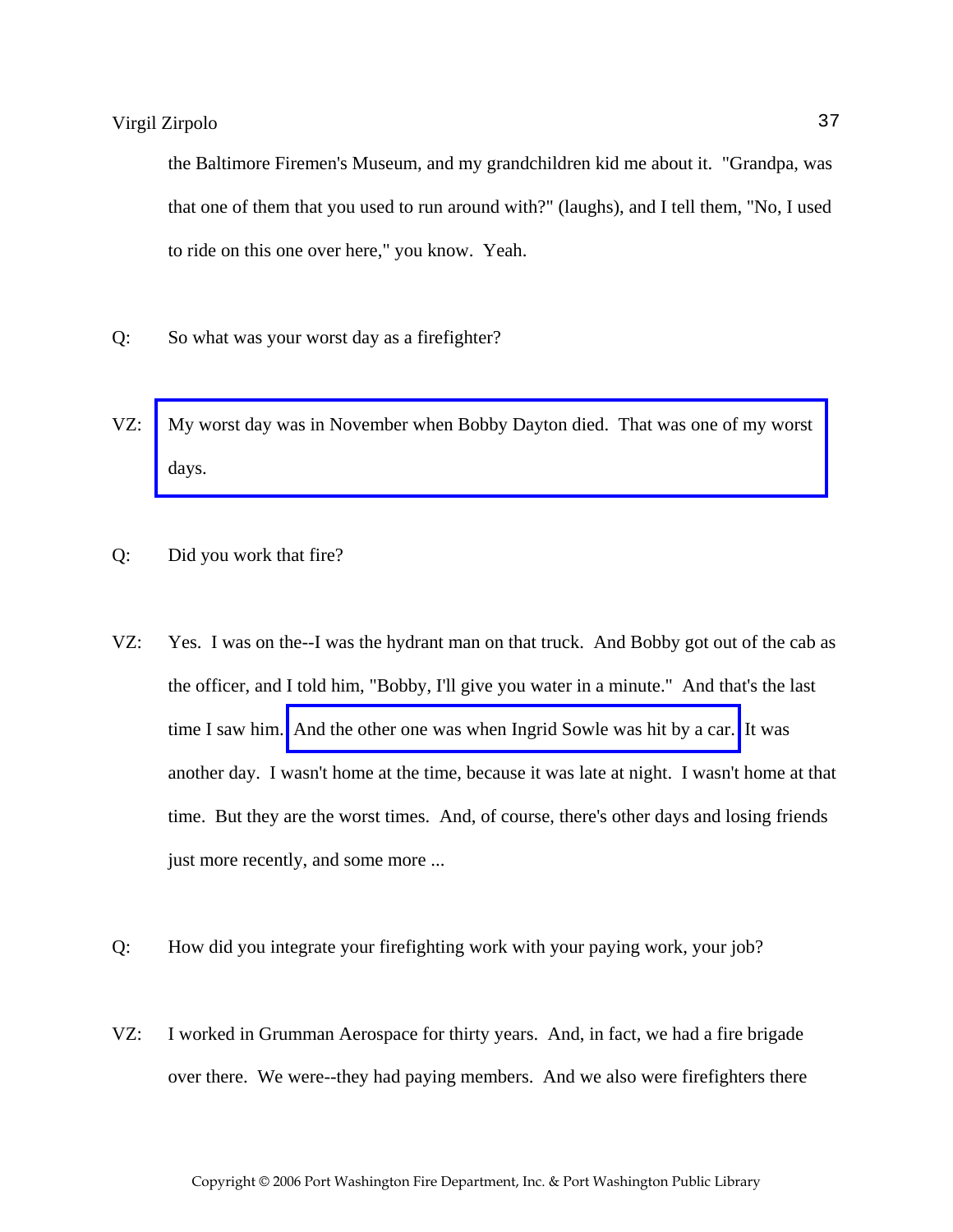the Baltimore Firemen's Museum, and my grandchildren kid me about it. "Grandpa, was that one of them that you used to run around with?" (laughs), and I tell them, "No, I used to ride on this one over here," you know. Yeah.

Q: So what was your worst day as a firefighter?

VZ: My worst day was in November when Bobby Dayton died. That was one of my worst days.

Q: Did you work that fire?

VZ: Yes. I was on the--I was the hydrant man on that truck. And Bobby got out of the cab as the officer, and I told him, "Bobby, I'll give you water in a minute." And that's the last time I saw him. And the other one was when Ingrid Sowle was hit by a car. It was another day. I wasn't home at the time, because it was late at night. I wasn't home at that time. But they are the worst times. And, of course, there's other days and losing friends just more recently, and some more ...

Q: How did you integrate your firefighting work with your paying work, your job?

VZ: I worked in Grumman Aerospace for thirty years. And, in fact, we had a fire brigade over there. We were--they had paying members. And we also were firefighters there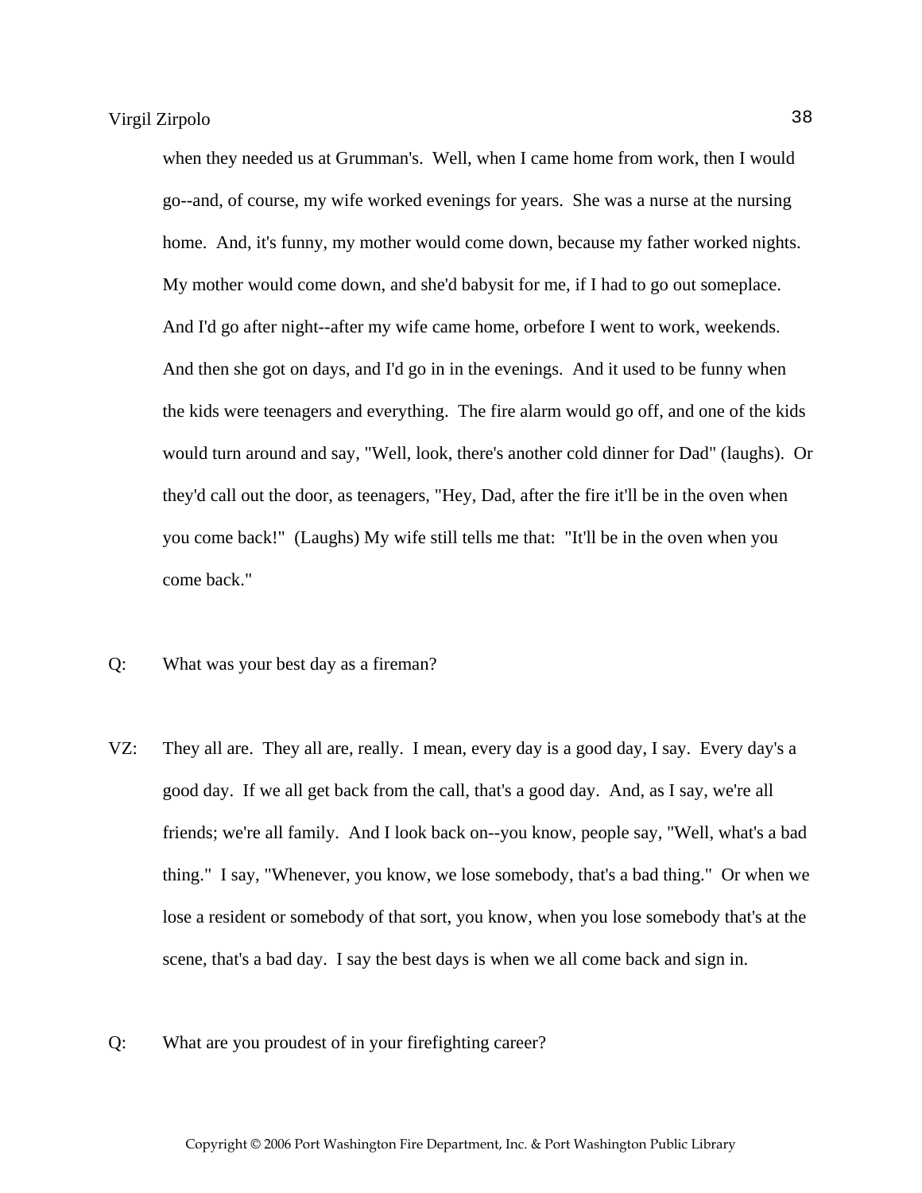when they needed us at Grumman's. Well, when I came home from work, then I would go--and, of course, my wife worked evenings for years. She was a nurse at the nursing home. And, it's funny, my mother would come down, because my father worked nights. My mother would come down, and she'd babysit for me, if I had to go out someplace. And I'd go after night--after my wife came home, orbefore I went to work, weekends. And then she got on days, and I'd go in in the evenings. And it used to be funny when the kids were teenagers and everything. The fire alarm would go off, and one of the kids would turn around and say, "Well, look, there's another cold dinner for Dad" (laughs). Or they'd call out the door, as teenagers, "Hey, Dad, after the fire it'll be in the oven when you come back!" (Laughs) My wife still tells me that: "It'll be in the oven when you come back."

Q: What was your best day as a fireman?

VZ: They all are. They all are, really. I mean, every day is a good day, I say. Every day's a good day. If we all get back from the call, that's a good day. And, as I say, we're all friends; we're all family. And I look back on--you know, people say, "Well, what's a bad thing." I say, "Whenever, you know, we lose somebody, that's a bad thing." Or when we lose a resident or somebody of that sort, you know, when you lose somebody that's at the scene, that's a bad day. I say the best days is when we all come back and sign in.

Q: What are you proudest of in your firefighting career?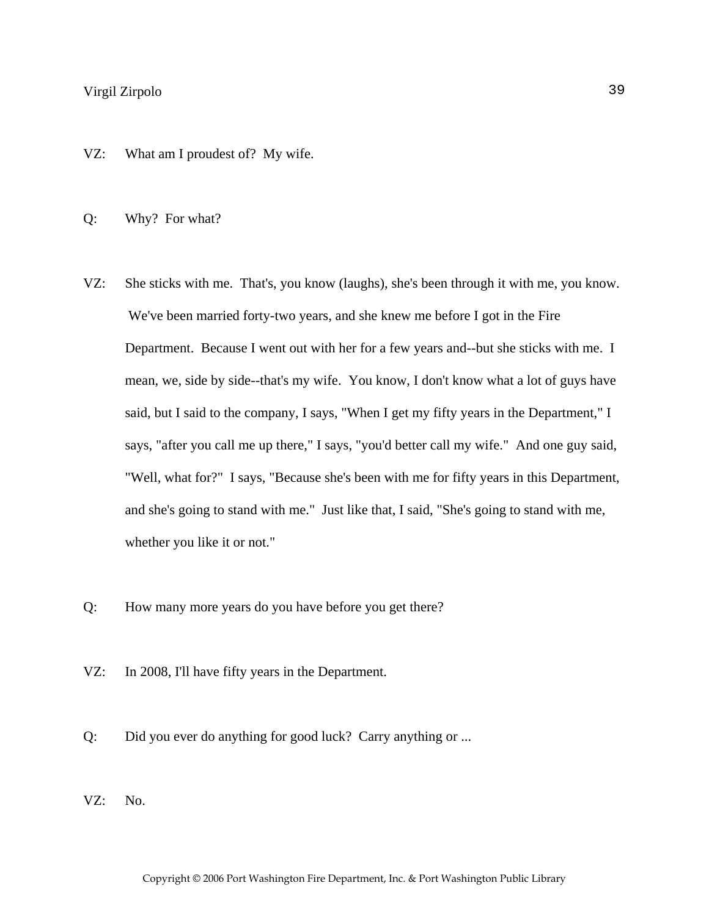VZ: What am I proudest of? My wife.

Q: Why? For what?

VZ: She sticks with me. That's, you know (laughs), she's been through it with me, you know. We've been married forty-two years, and she knew me before I got in the Fire Department. Because I went out with her for a few years and--but she sticks with me. I mean, we, side by side--that's my wife. You know, I don't know what a lot of guys have said, but I said to the company, I says, "When I get my fifty years in the Department," I says, "after you call me up there," I says, "you'd better call my wife." And one guy said, "Well, what for?" I says, "Because she's been with me for fifty years in this Department, and she's going to stand with me." Just like that, I said, "She's going to stand with me, whether you like it or not."

Q: How many more years do you have before you get there?

VZ: In 2008, I'll have fifty years in the Department.

Q: Did you ever do anything for good luck? Carry anything or ...

VZ: No.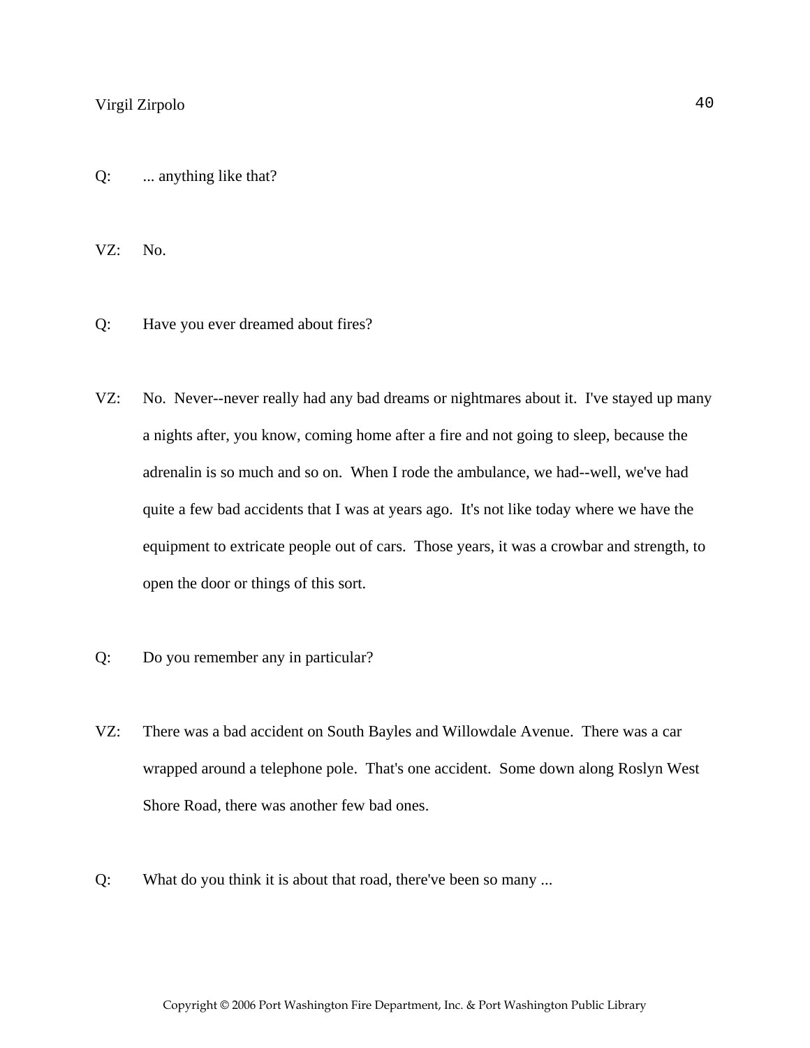Q: ... anything like that?

VZ: No.

Q: Have you ever dreamed about fires?

VZ: No. Never--never really had any bad dreams or nightmares about it. I've stayed up many a nights after, you know, coming home after a fire and not going to sleep, because the adrenalin is so much and so on. When I rode the ambulance, we had--well, we've had quite a few bad accidents that I was at years ago. It's not like today where we have the equipment to extricate people out of cars. Those years, it was a crowbar and strength, to open the door or things of this sort.

Q: Do you remember any in particular?

VZ: There was a bad accident on South Bayles and Willowdale Avenue. There was a car wrapped around a telephone pole. That's one accident. Some down along Roslyn West Shore Road, there was another few bad ones.

Q: What do you think it is about that road, there've been so many ...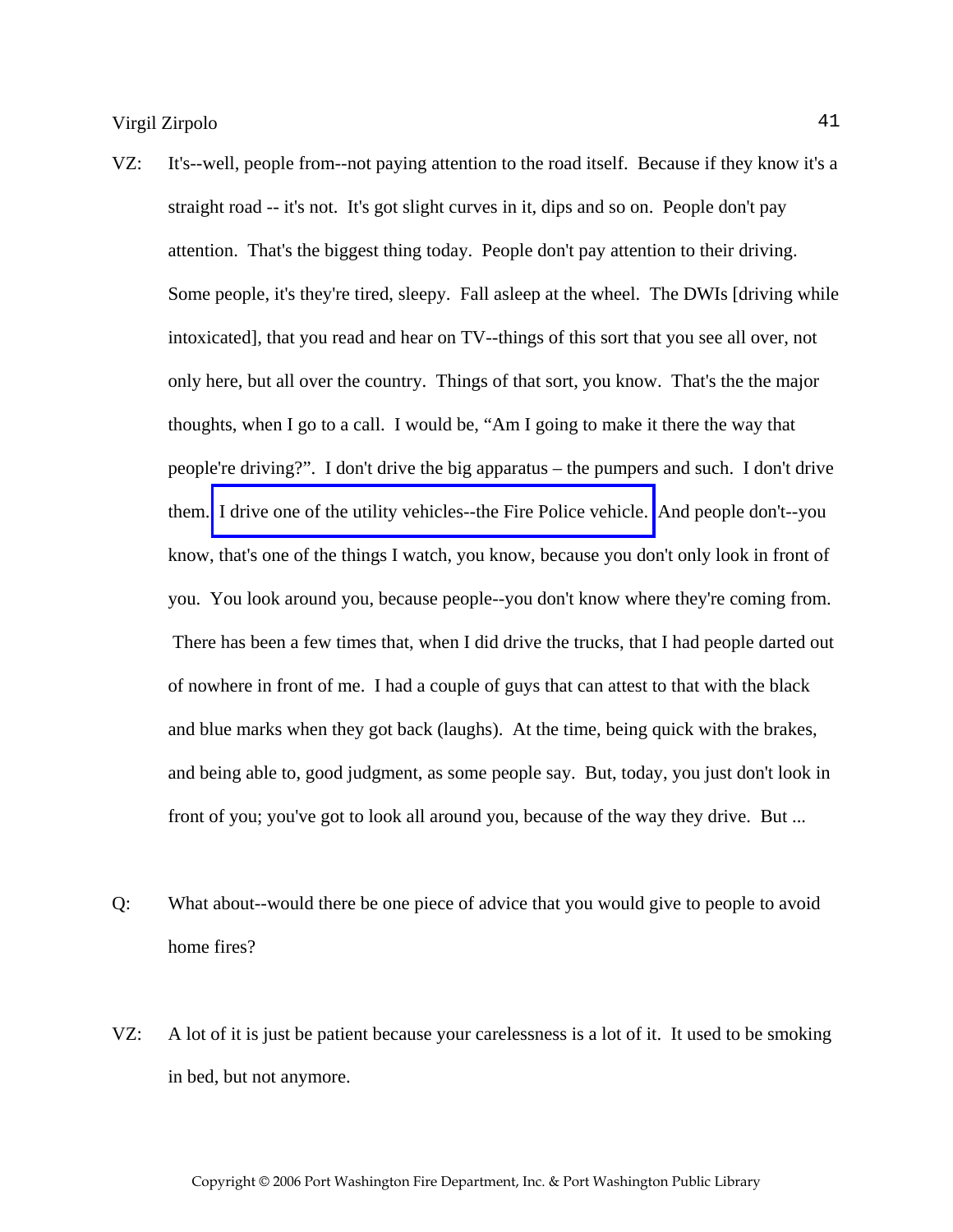VZ: It's--well, people from--not paying attention to the road itself. Because if they know it's a straight road -- it's not. It's got slight curves in it, dips and so on. People don't pay attention. That's the biggest thing today. People don't pay attention to their driving. Some people, it's they're tired, sleepy. Fall asleep at the wheel. The DWIs [driving while intoxicated], that you read and hear on TV--things of this sort that you see all over, not only here, but all over the country. Things of that sort, you know. That's the the major thoughts, when I go to a call. I would be, "Am I going to make it there the way that people're driving?". I don't drive the big apparatus – the pumpers and such. I don't drive them. I drive one of the utility vehicles--the Fire Police vehicle. And people don't--you know, that's one of the things I watch, you know, because you don't only look in front of you. You look around you, because people--you don't know where they're coming from. There has been a few times that, when I did drive the trucks, that I had people darted out of nowhere in front of me. I had a couple of guys that can attest to that with the black and blue marks when they got back (laughs). At the time, being quick with the brakes, and being able to, good judgment, as some people say. But, today, you just don't look in front of you; you've got to look all around you, because of the way they drive. But ...

Q: What about--would there be one piece of advice that you would give to people to avoid home fires?

VZ: A lot of it is just be patient because your carelessness is a lot of it. It used to be smoking in bed, but not anymore.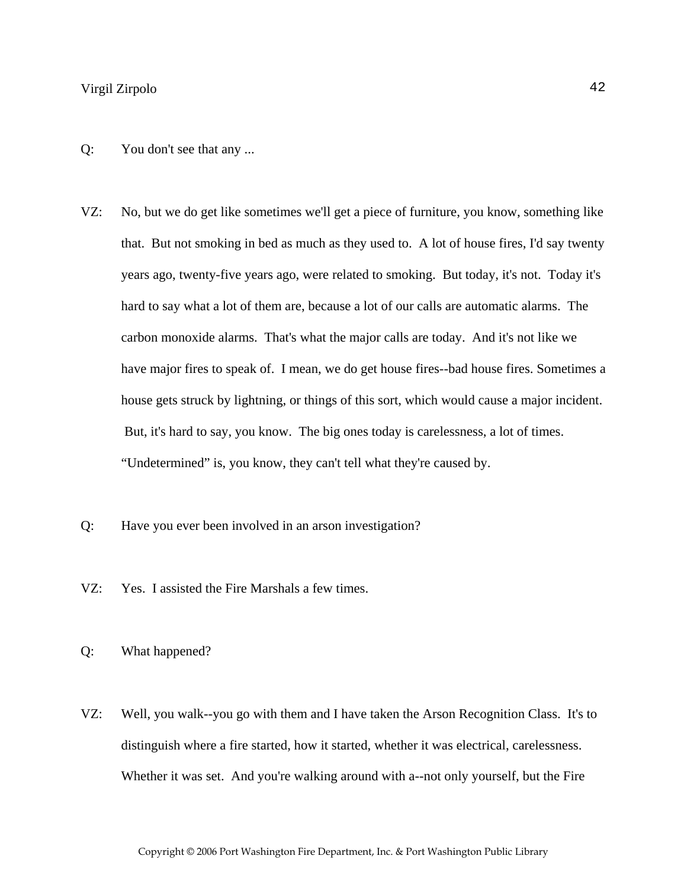Q: You don't see that any ...

VZ: No, but we do get like sometimes we'll get a piece of furniture, you know, something like that. But not smoking in bed as much as they used to. A lot of house fires, I'd say twenty years ago, twenty-five years ago, were related to smoking. But today, it's not. Today it's hard to say what a lot of them are, because a lot of our calls are automatic alarms. The carbon monoxide alarms. That's what the major calls are today. And it's not like we have major fires to speak of. I mean, we do get house fires--bad house fires. Sometimes a house gets struck by lightning, or things of this sort, which would cause a major incident. But, it's hard to say, you know. The big ones today is carelessness, a lot of times. "Undetermined" is, you know, they can't tell what they're caused by.

Q: Have you ever been involved in an arson investigation?

VZ: Yes. I assisted the Fire Marshals a few times.

Q: What happened?

VZ: Well, you walk--you go with them and I have taken the Arson Recognition Class. It's to distinguish where a fire started, how it started, whether it was electrical, carelessness. Whether it was set. And you're walking around with a--not only yourself, but the Fire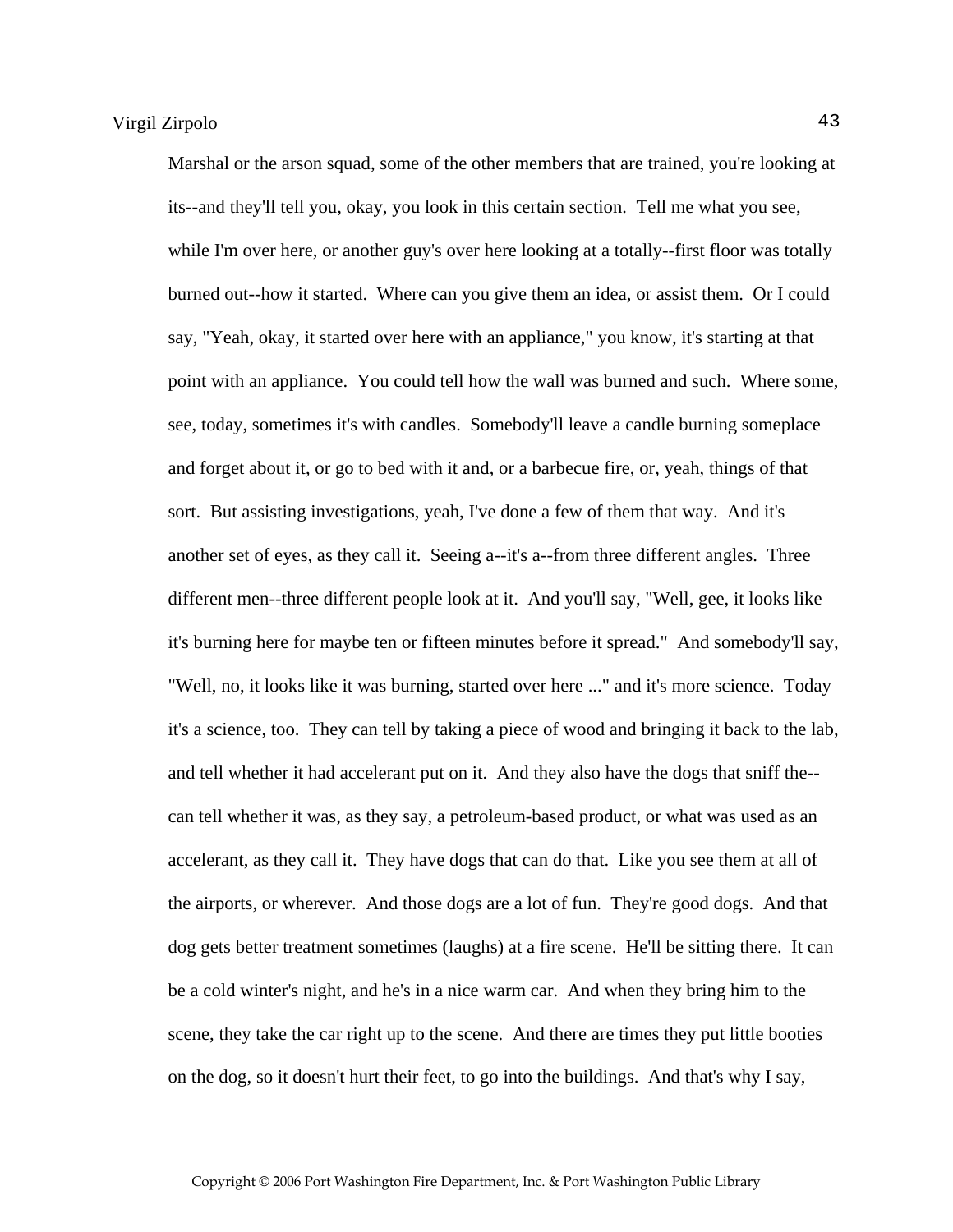Marshal or the arson squad, some of the other members that are trained, you're looking at its--and they'll tell you, okay, you look in this certain section. Tell me what you see, while I'm over here, or another guy's over here looking at a totally--first floor was totally burned out--how it started. Where can you give them an idea, or assist them. Or I could say, "Yeah, okay, it started over here with an appliance," you know, it's starting at that point with an appliance. You could tell how the wall was burned and such. Where some, see, today, sometimes it's with candles. Somebody'll leave a candle burning someplace and forget about it, or go to bed with it and, or a barbecue fire, or, yeah, things of that sort. But assisting investigations, yeah, I've done a few of them that way. And it's another set of eyes, as they call it. Seeing a--it's a--from three different angles. Three different men--three different people look at it. And you'll say, "Well, gee, it looks like it's burning here for maybe ten or fifteen minutes before it spread." And somebody'll say, "Well, no, it looks like it was burning, started over here ..." and it's more science. Today it's a science, too. They can tell by taking a piece of wood and bringing it back to the lab, and tell whether it had accelerant put on it. And they also have the dogs that sniff the--can tell whether it was, as they say, a petroleum-based product, or what was used as an accelerant, as they call it. They have dogs that can do that. Like you see them at all of the airports, or wherever. And those dogs are a lot of fun. They're good dogs. And that dog gets better treatment sometimes (laughs) at a fire scene. He'll be sitting there. It can be a cold winter's night, and he's in a nice warm car. And when they bring him to the scene, they take the car right up to the scene. And there are times they put little booties on the dog, so it doesn't hurt their feet, to go into the buildings. And that's why I say,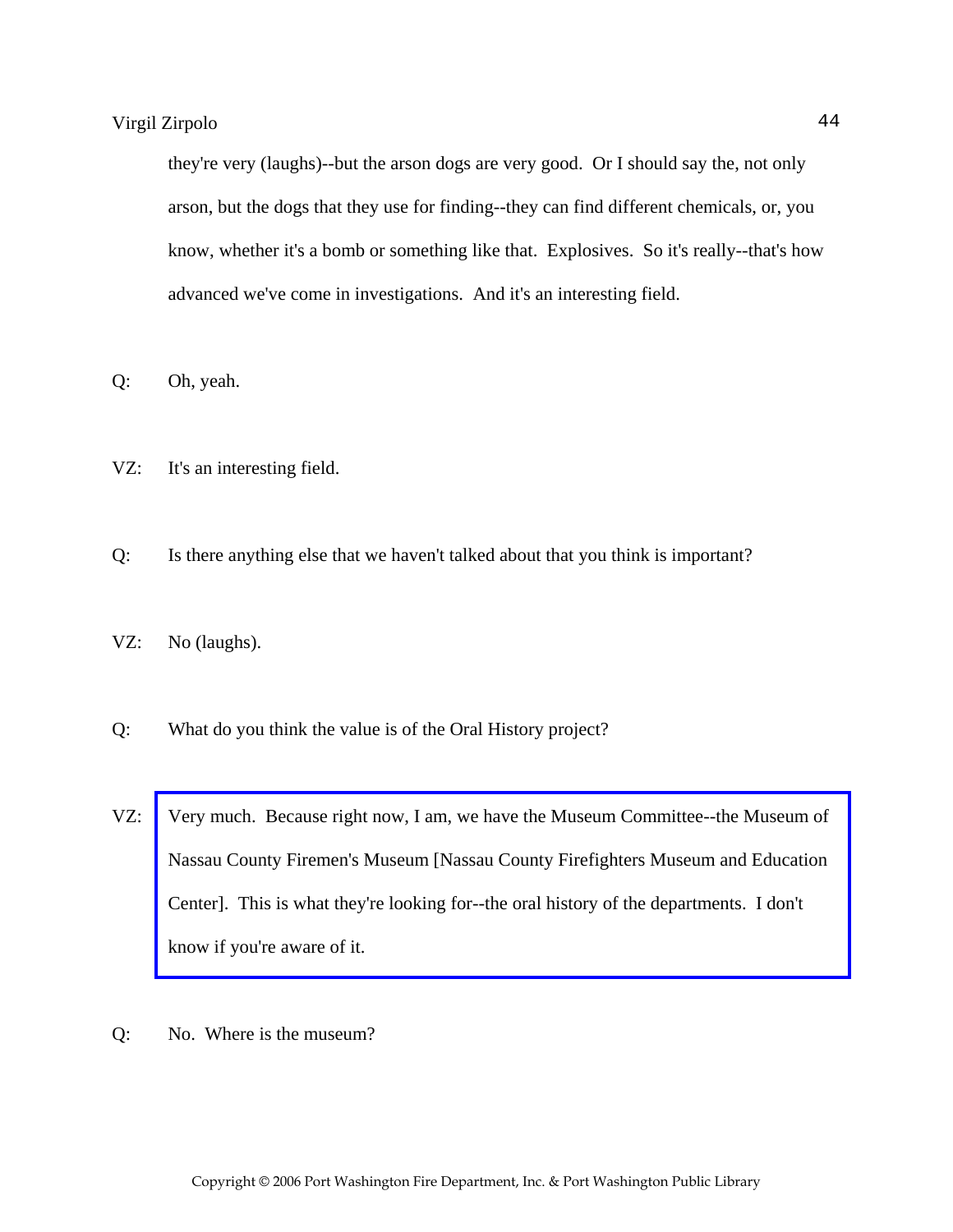they're very (laughs)--but the arson dogs are very good. Or I should say the, not only arson, but the dogs that they use for finding--they can find different chemicals, or, you know, whether it's a bomb or something like that. Explosives. So it's really--that's how advanced we've come in investigations. And it's an interesting field.

Q: Oh, yeah.

VZ: It's an interesting field.

Q: Is there anything else that we haven't talked about that you think is important?

VZ: No (laughs).

Q: What do you think the value is of the Oral History project?

VZ: Very much. Because right now, I am, we have the Museum Committee--the Museum of Nassau County Firemen's Museum [Nassau County Firefighters Museum and Education Center]. This is what they're looking for--the oral history of the departments. I don't know if you're aware of it.

Q: No. Where is the museum?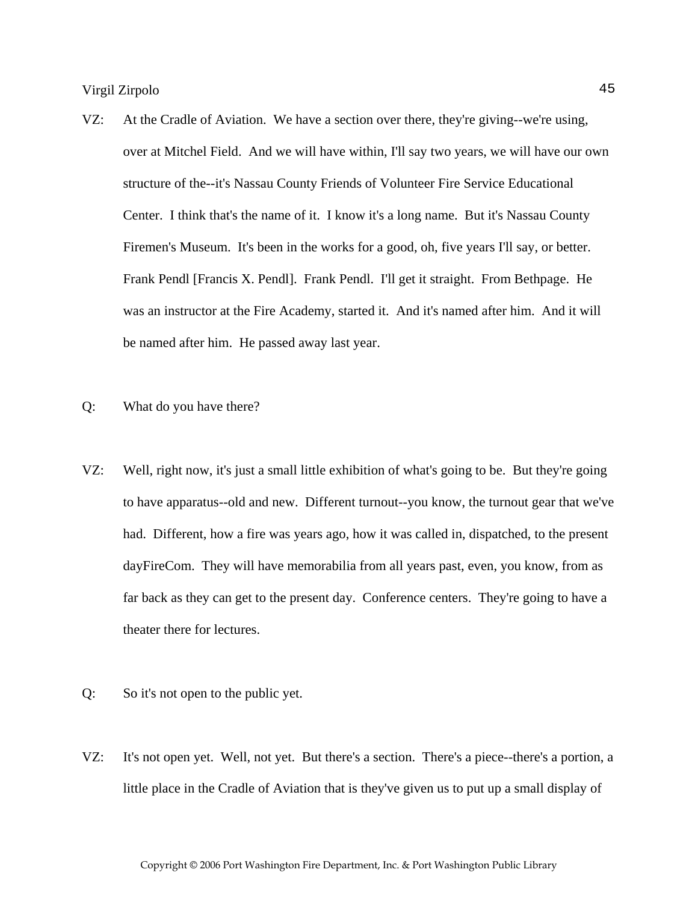VZ: At the Cradle of Aviation. We have a section over there, they're giving--we're using, over at Mitchel Field. And we will have within, I'll say two years, we will have our own structure of the--it's Nassau County Friends of Volunteer Fire Service Educational Center. I think that's the name of it. I know it's a long name. But it's Nassau County Firemen's Museum. It's been in the works for a good, oh, five years I'll say, or better. Frank Pendl [Francis X. Pendl]. Frank Pendl. I'll get it straight. From Bethpage. He was an instructor at the Fire Academy, started it. And it's named after him. And it will be named after him. He passed away last year.

Q: What do you have there?

VZ: Well, right now, it's just a small little exhibition of what's going to be. But they're going to have apparatus--old and new. Different turnout--you know, the turnout gear that we've had. Different, how a fire was years ago, how it was called in, dispatched, to the present dayFireCom. They will have memorabilia from all years past, even, you know, from as far back as they can get to the present day. Conference centers. They're going to have a theater there for lectures.

Q: So it's not open to the public yet.

VZ: It's not open yet. Well, not yet. But there's a section. There's a piece--there's a portion, a little place in the Cradle of Aviation that is they've given us to put up a small display of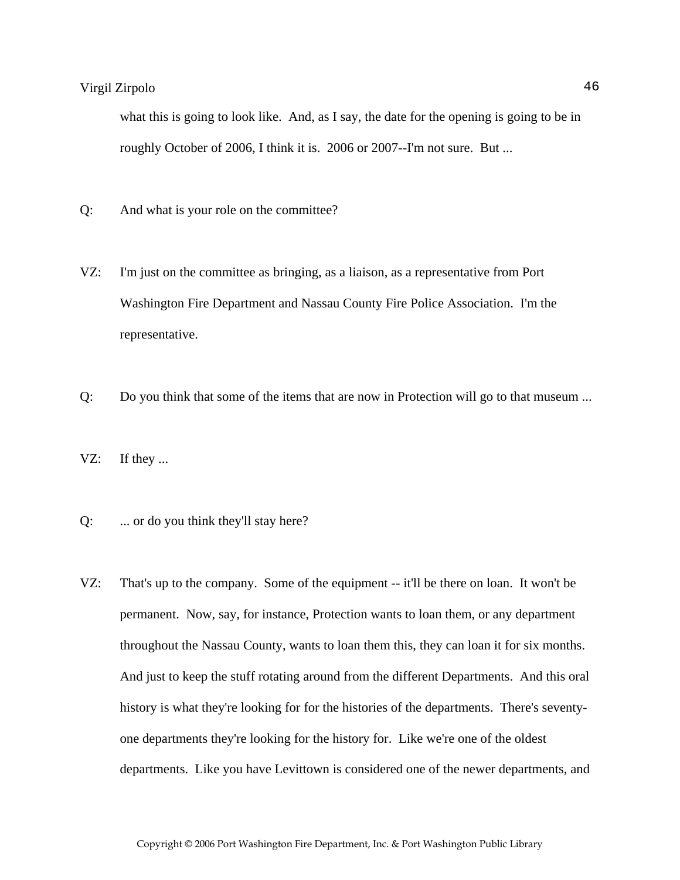what this is going to look like. And, as I say, the date for the opening is going to be in roughly October of 2006, I think it is. 2006 or 2007--I'm not sure. But ...

Q: And what is your role on the committee?

VZ: I'm just on the committee as bringing, as a liaison, as a representative from Port Washington Fire Department and Nassau County Fire Police Association. I'm the representative.

Q: Do you think that some of the items that are now in Protection will go to that museum ...

VZ: If they ...

Q: ... or do you think they'll stay here?

VZ: That's up to the company. Some of the equipment -- it'll be there on loan. It won't be permanent. Now, say, for instance, Protection wants to loan them, or any department throughout the Nassau County, wants to loan them this, they can loan it for six months. And just to keep the stuff rotating around from the different Departments. And this oral history is what they're looking for for the histories of the departments. There's seventy-one departments they're looking for the history for. Like we're one of the oldest departments. Like you have Levittown is considered one of the newer departments, and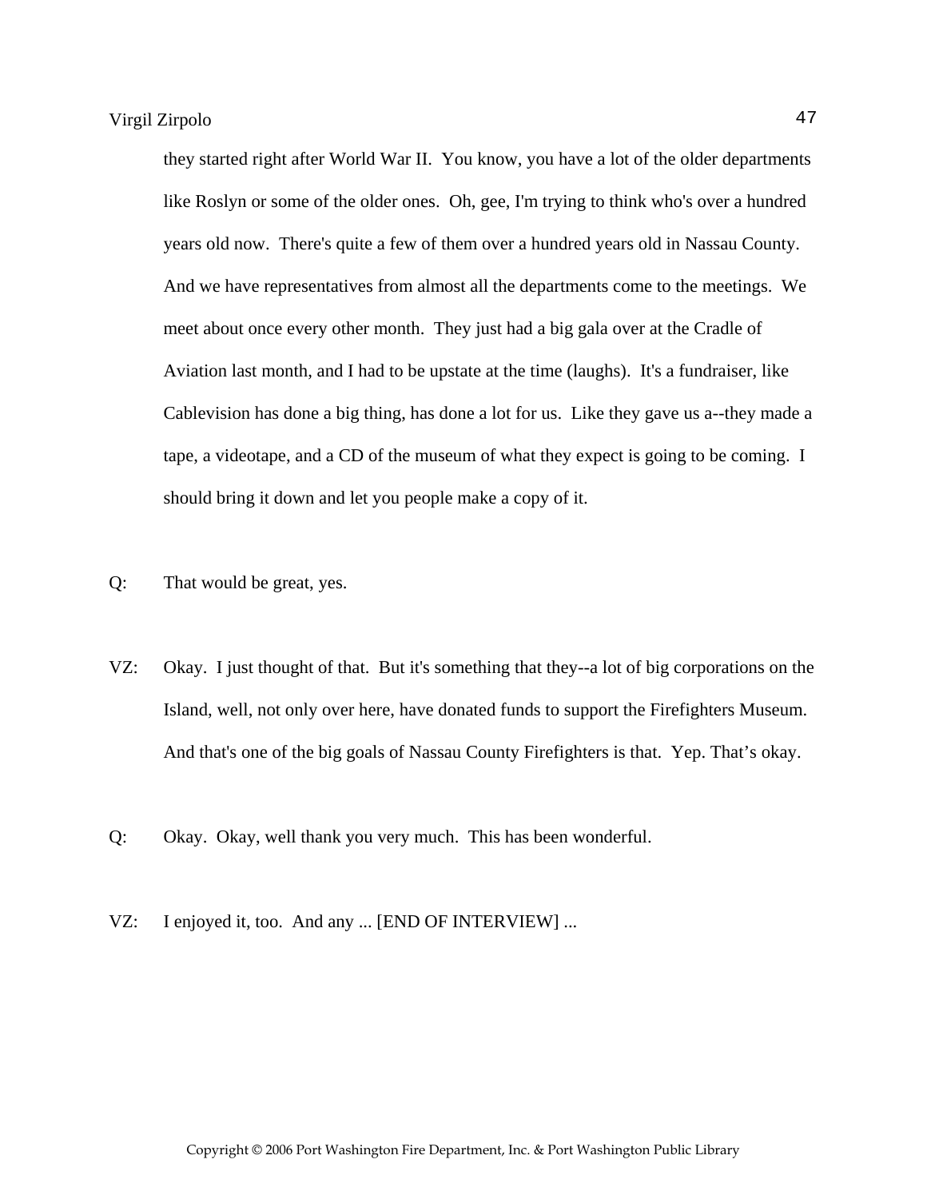they started right after World War II. You know, you have a lot of the older departments like Roslyn or some of the older ones. Oh, gee, I'm trying to think who's over a hundred years old now. There's quite a few of them over a hundred years old in Nassau County. And we have representatives from almost all the departments come to the meetings. We meet about once every other month. They just had a big gala over at the Cradle of Aviation last month, and I had to be upstate at the time (laughs). It's a fundraiser, like Cablevision has done a big thing, has done a lot for us. Like they gave us a--they made a tape, a videotape, and a CD of the museum of what they expect is going to be coming. I should bring it down and let you people make a copy of it.

Q: That would be great, yes.

VZ: Okay. I just thought of that. But it's something that they--a lot of big corporations on the Island, well, not only over here, have donated funds to support the Firefighters Museum. And that's one of the big goals of Nassau County Firefighters is that. Yep. That's okay.

Q: Okay. Okay, well thank you very much. This has been wonderful.

VZ: I enjoyed it, too. And any ... [END OF INTERVIEW] ...